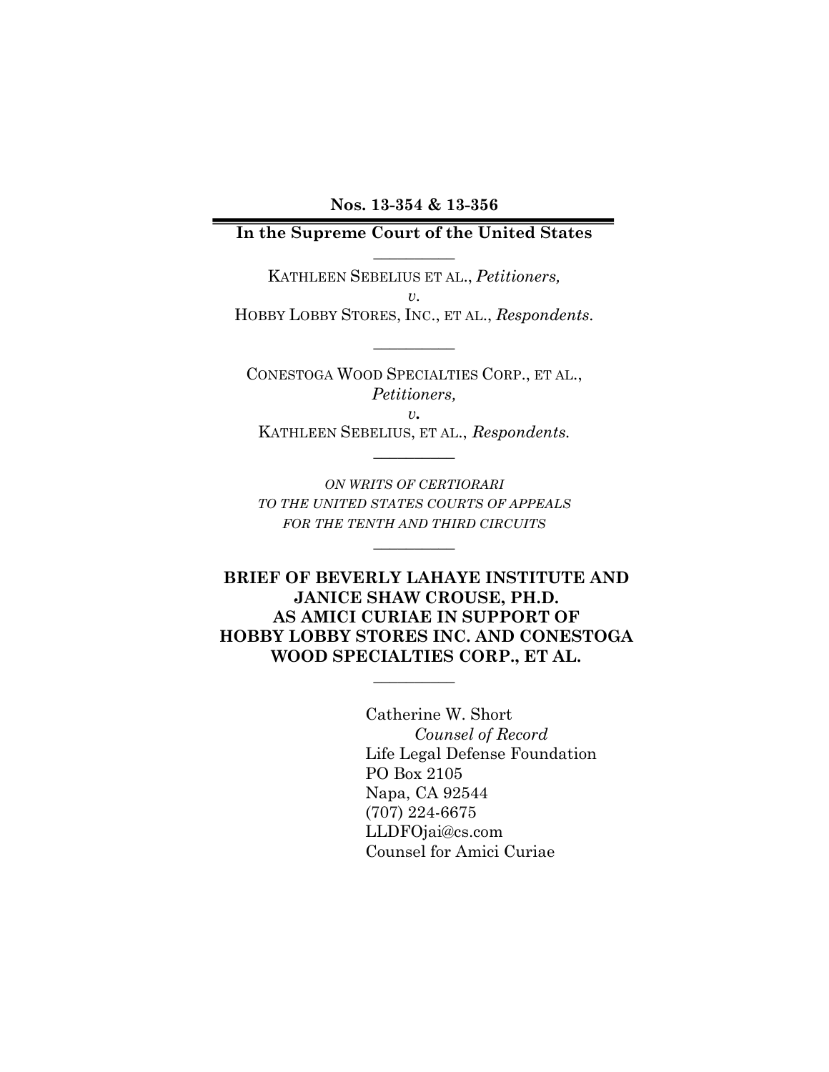**Nos. 13-354 & 13-356**

**In the Supreme Court of the United States**

---

KATHLEEN SEBELIUS ET AL., *Petitioners,*
*v.*
HOBBY LOBBY STORES, INC., ET AL., *Respondents.*

---

CONESTOGA WOOD SPECIALTIES CORP., ET AL.,
*Petitioners,*
*v.*
KATHLEEN SEBELIUS, ET AL., *Respondents.*

---

*ON WRITS OF CERTIORARI*
*TO THE UNITED STATES COURTS OF APPEALS*
*FOR THE TENTH AND THIRD CIRCUITS*

---

**BRIEF OF BEVERLY LAHAYE INSTITUTE AND JANICE SHAW CROUSE, PH.D. AS AMICI CURIAE IN SUPPORT OF HOBBY LOBBY STORES INC. AND CONESTOGA WOOD SPECIALTIES CORP., ET AL.**

---

Catherine W. Short
*Counsel of Record*
Life Legal Defense Foundation
PO Box 2105
Napa, CA 92544
(707) 224-6675
LLDFOjai@cs.com
Counsel for Amici Curiae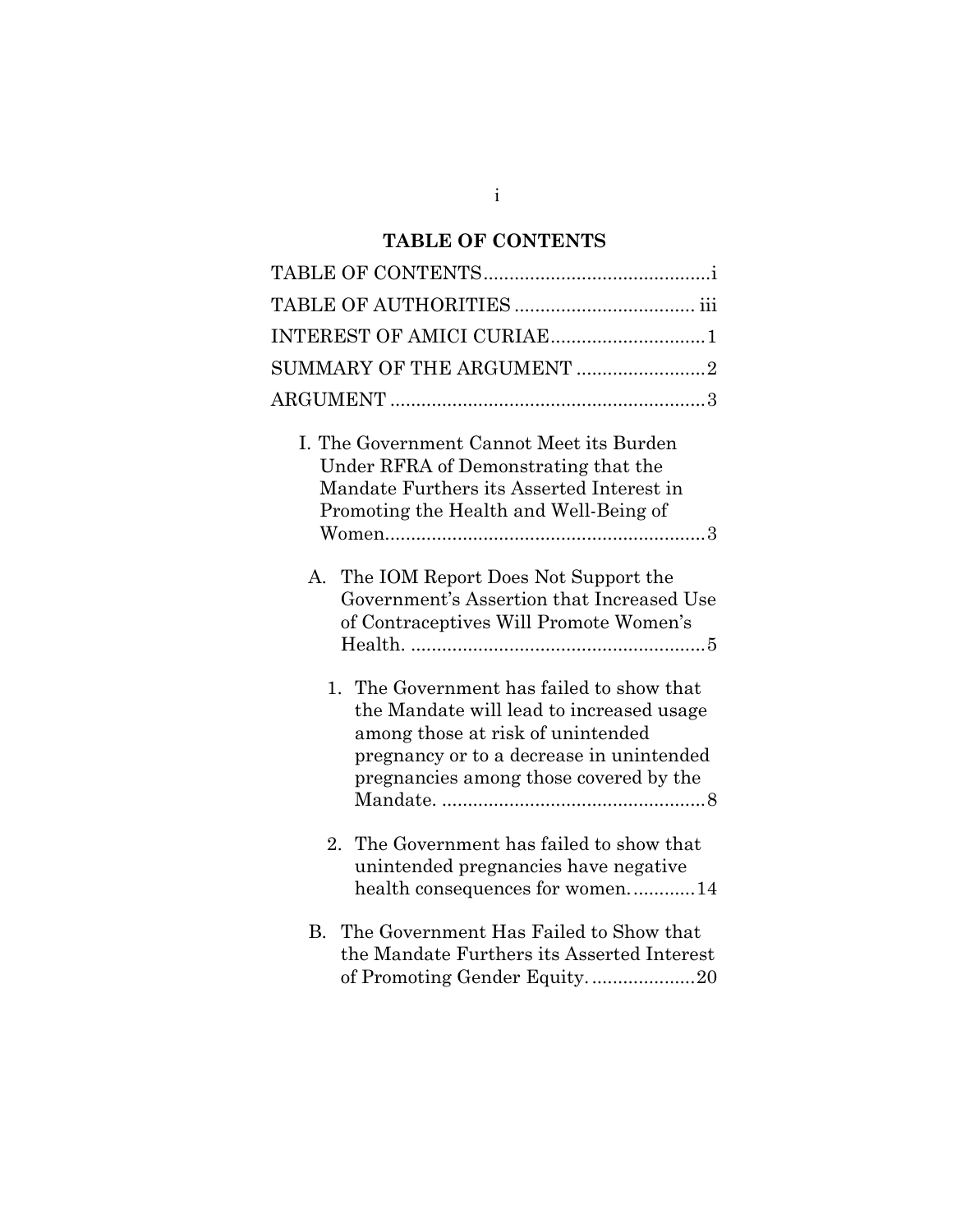## TABLE OF CONTENTS

TABLE OF CONTENTS ....................................... i

TABLE OF AUTHORITIES ................................ iii

INTEREST OF AMICI CURIAE ............................ 1

SUMMARY OF THE ARGUMENT ........................ 2

ARGUMENT ....................................................... 3

I. The Government Cannot Meet its Burden Under RFRA of Demonstrating that the Mandate Furthers its Asserted Interest in Promoting the Health and Well-Being of Women........................................................ 3

A. The IOM Report Does Not Support the Government's Assertion that Increased Use of Contraceptives Will Promote Women's Health. ..................................................... 5

1. The Government has failed to show that the Mandate will lead to increased usage among those at risk of unintended pregnancy or to a decrease in unintended pregnancies among those covered by the Mandate. .............................................. 8

2. The Government has failed to show that unintended pregnancies have negative health consequences for women. ........... 14

B. The Government Has Failed to Show that the Mandate Furthers its Asserted Interest of Promoting Gender Equity. ................... 20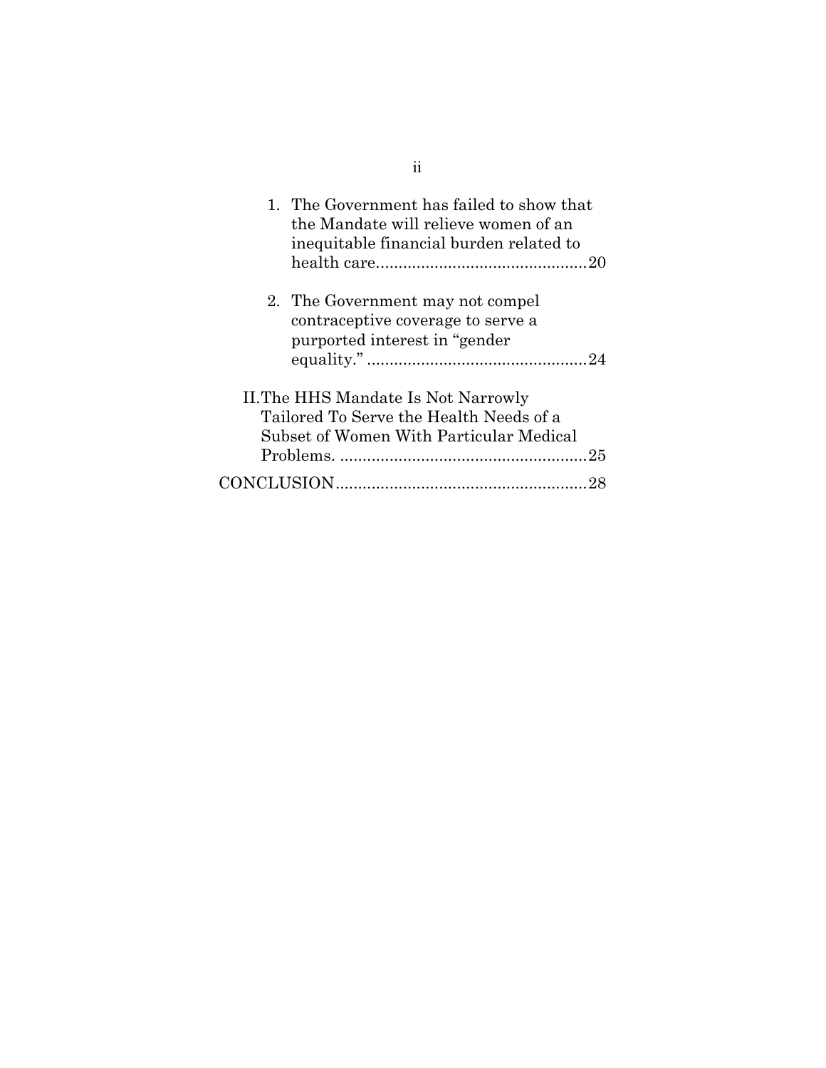1. The Government has failed to show that the Mandate will relieve women of an inequitable financial burden related to health care..............................................20

2. The Government may not compel contraceptive coverage to serve a purported interest in "gender equality." .................................................24

II. The HHS Mandate Is Not Narrowly Tailored To Serve the Health Needs of a Subset of Women With Particular Medical Problems. .......................................................25

CONCLUSION.......................................................28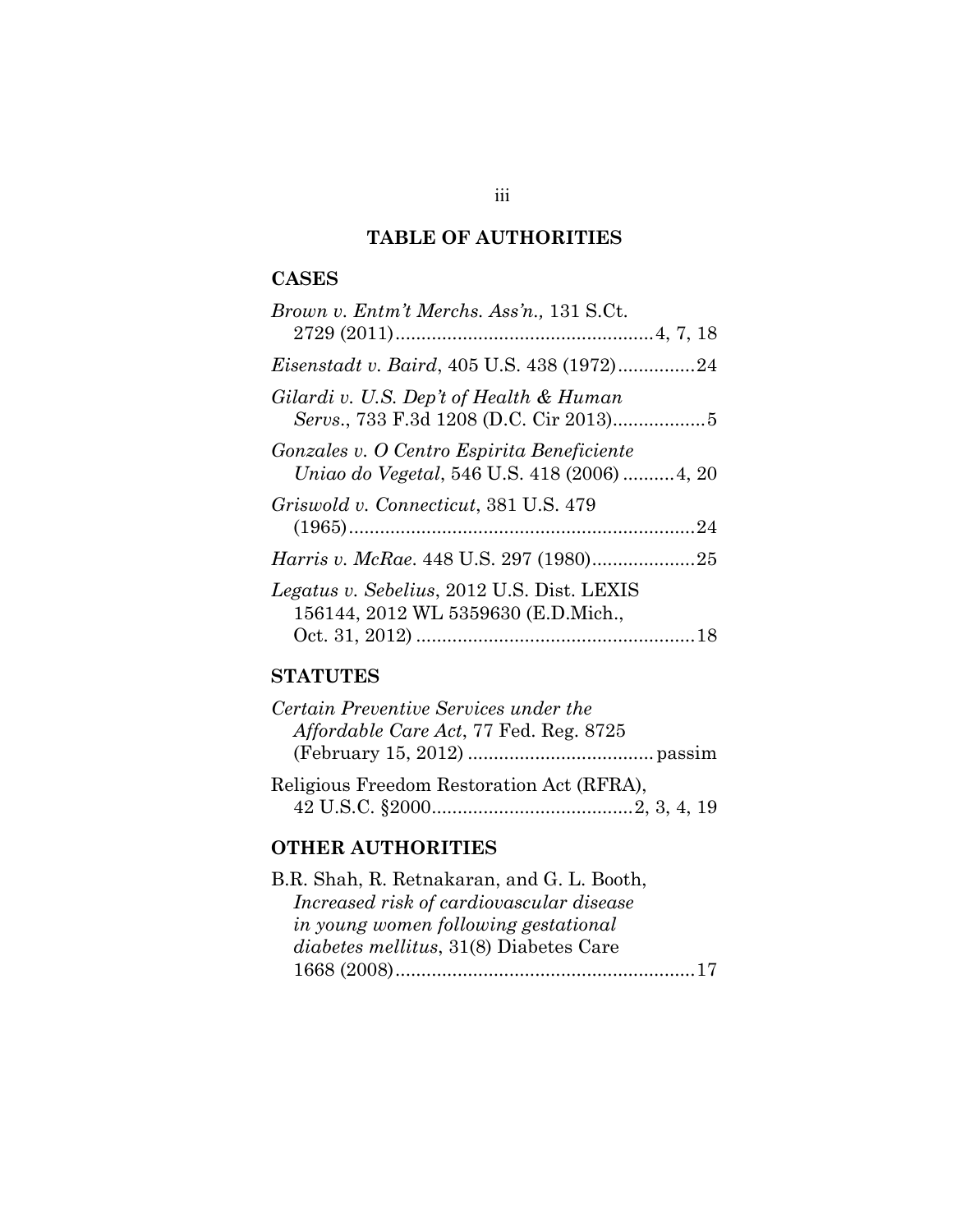# TABLE OF AUTHORITIES

## CASES

*Brown v. Entm't Merchs. Ass'n.,* 131 S.Ct. 2729 (2011) .................................................4, 7, 18

*Eisenstadt v. Baird*, 405 U.S. 438 (1972)...............24

*Gilardi v. U.S. Dep't of Health & Human Servs*., 733 F.3d 1208 (D.C. Cir 2013)..................5

*Gonzales v. O Centro Espirita Beneficiente Uniao do Vegetal*, 546 U.S. 418 (2006) ..........4, 20

*Griswold v. Connecticut*, 381 U.S. 479 (1965)..................................................................24

*Harris v. McRae*. 448 U.S. 297 (1980)....................25

*Legatus v. Sebelius*, 2012 U.S. Dist. LEXIS 156144, 2012 WL 5359630 (E.D.Mich., Oct. 31, 2012) .....................................................18

## STATUTES

*Certain Preventive Services under the Affordable Care Act*, 77 Fed. Reg. 8725 (February 15, 2012) ................................... passim

Religious Freedom Restoration Act (RFRA), 42 U.S.C. §2000.......................................2, 3, 4, 19

## OTHER AUTHORITIES

B.R. Shah, R. Retnakaran, and G. L. Booth, *Increased risk of cardiovascular disease in young women following gestational diabetes mellitus*, 31(8) Diabetes Care 1668 (2008)..........................................................17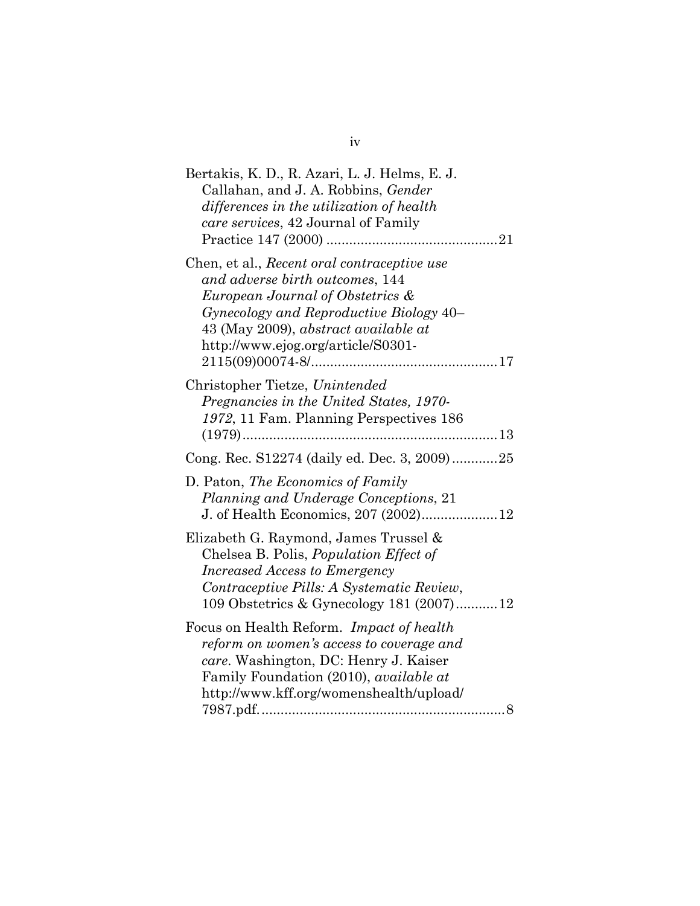Bertakis, K. D., R. Azari, L. J. Helms, E. J. Callahan, and J. A. Robbins, *Gender differences in the utilization of health care services*, 42 Journal of Family Practice 147 (2000) ............................................21

Chen, et al., *Recent oral contraceptive use and adverse birth outcomes*, 144 *European Journal of Obstetrics & Gynecology and Reproductive Biology* 40–43 (May 2009), *abstract available at* http://www.ejog.org/article/S0301-2115(09)00074-8/................................................17

Christopher Tietze, *Unintended Pregnancies in the United States, 1970-1972*, 11 Fam. Planning Perspectives 186 (1979).................................................................13

Cong. Rec. S12274 (daily ed. Dec. 3, 2009)............25

D. Paton, *The Economics of Family Planning and Underage Conceptions*, 21 J. of Health Economics, 207 (2002)....................12

Elizabeth G. Raymond, James Trussel & Chelsea B. Polis, *Population Effect of Increased Access to Emergency Contraceptive Pills: A Systematic Review*, 109 Obstetrics & Gynecology 181 (2007)...........12

Focus on Health Reform. *Impact of health reform on women's access to coverage and care*. Washington, DC: Henry J. Kaiser Family Foundation (2010), *available at* http://www.kff.org/womenshealth/upload/7987.pdf.................................................................8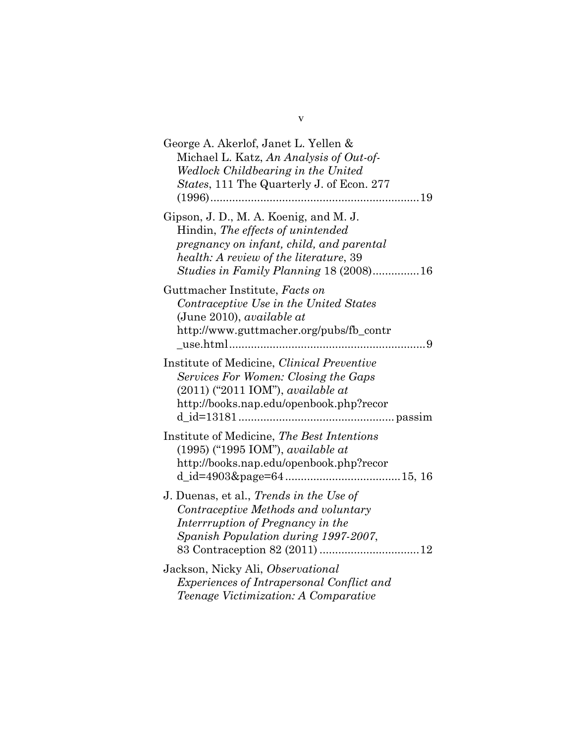George A. Akerlof, Janet L. Yellen & Michael L. Katz, *An Analysis of Out-of-Wedlock Childbearing in the United States*, 111 The Quarterly J. of Econ. 277 (1996)....................................................................19

Gipson, J. D., M. A. Koenig, and M. J. Hindin, *The effects of unintended pregnancy on infant, child, and parental health: A review of the literature*, 39 *Studies in Family Planning* 18 (2008)...............16

Guttmacher Institute, *Facts on Contraceptive Use in the United States* (June 2010), *available at* http://www.guttmacher.org/pubs/fb_contr_use.html................................................................9

Institute of Medicine, *Clinical Preventive Services For Women: Closing the Gaps* (2011) ("2011 IOM"), *available at* http://books.nap.edu/openbook.php?record_id=13181.................................................. passim

Institute of Medicine, *The Best Intentions* (1995) ("1995 IOM"), *available at* http://books.nap.edu/openbook.php?record_id=4903&page=64....................................15, 16

J. Duenas, et al., *Trends in the Use of Contraceptive Methods and voluntary Interrruption of Pregnancy in the Spanish Population during 1997-2007*, 83 Contraception 82 (2011) ................................12

Jackson, Nicky Ali, *Observational Experiences of Intrapersonal Conflict and Teenage Victimization: A Comparative*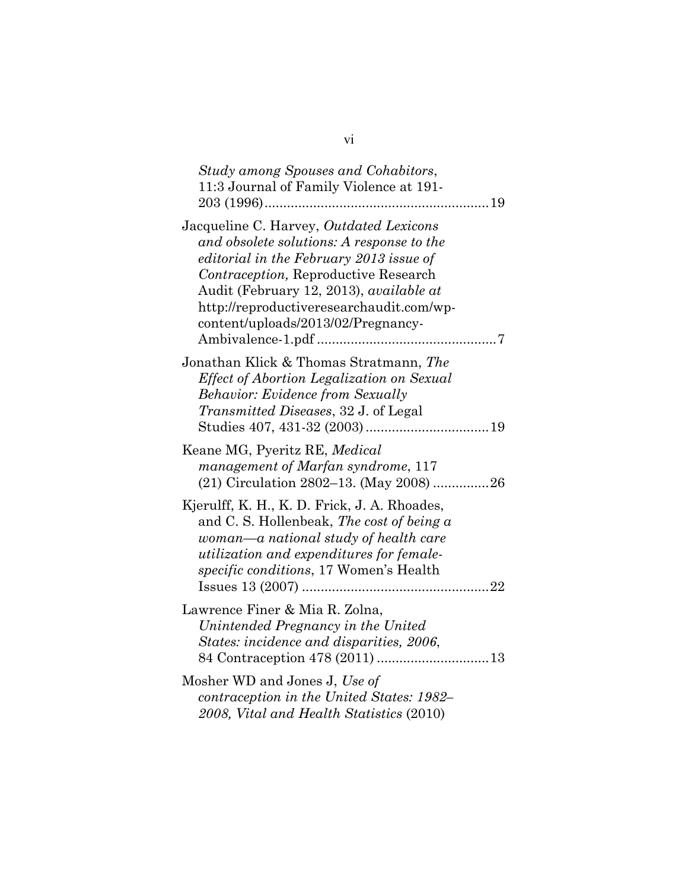*Study among Spouses and Cohabitors*, 11:3 Journal of Family Violence at 191-203 (1996) ............................................................ 19

Jacqueline C. Harvey, *Outdated Lexicons and obsolete solutions: A response to the editorial in the February 2013 issue of Contraception,* Reproductive Research Audit (February 12, 2013), *available at* http://reproductiveresearchaudit.com/wp-content/uploads/2013/02/Pregnancy-Ambivalence-1.pdf ................................................ 7

Jonathan Klick & Thomas Stratmann, *The Effect of Abortion Legalization on Sexual Behavior: Evidence from Sexually Transmitted Diseases*, 32 J. of Legal Studies 407, 431-32 (2003) ................................ 19

Keane MG, Pyeritz RE, *Medical management of Marfan syndrome*, 117 (21) Circulation 2802–13. (May 2008) ............... 26

Kjerulff, K. H., K. D. Frick, J. A. Rhoades, and C. S. Hollenbeak, *The cost of being a woman—a national study of health care utilization and expenditures for female-specific conditions*, 17 Women's Health Issues 13 (2007) .................................................. 22

Lawrence Finer & Mia R. Zolna, *Unintended Pregnancy in the United States: incidence and disparities, 2006*, 84 Contraception 478 (2011) .............................. 13

Mosher WD and Jones J, *Use of contraception in the United States: 1982–2008, Vital and Health Statistics* (2010)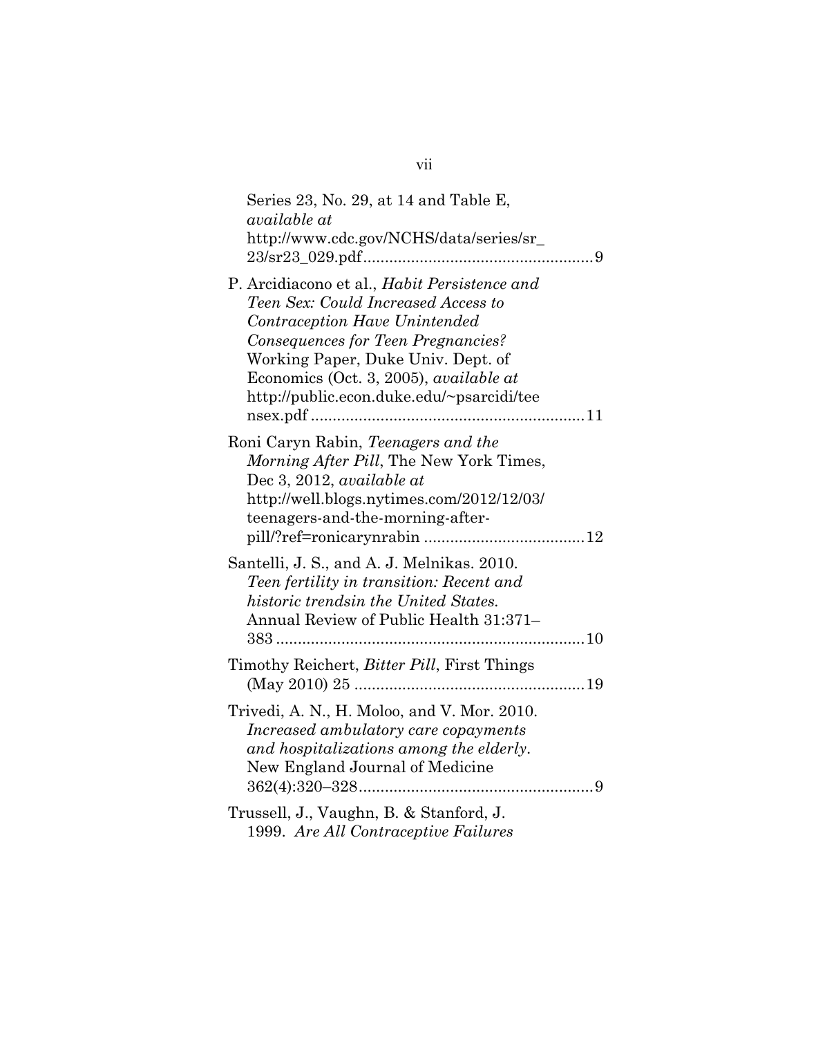Series 23, No. 29, at 14 and Table E, *available at* http://www.cdc.gov/NCHS/data/series/sr_23/sr23_029.pdf....................................................9

P. Arcidiacono et al., *Habit Persistence and Teen Sex: Could Increased Access to Contraception Have Unintended Consequences for Teen Pregnancies?* Working Paper, Duke Univ. Dept. of Economics (Oct. 3, 2005), *available at* http://public.econ.duke.edu/~psarcidi/teensex.pdf..............................................................11

Roni Caryn Rabin, *Teenagers and the Morning After Pill*, The New York Times, Dec 3, 2012, *available at* http://well.blogs.nytimes.com/2012/12/03/teenagers-and-the-morning-after-pill/?ref=ronicarynrabin ....................................12

Santelli, J. S., and A. J. Melnikas. 2010. *Teen fertility in transition: Recent and historic trendsin the United States.* Annual Review of Public Health 31:371–383......................................................................10

Timothy Reichert, *Bitter Pill*, First Things (May 2010) 25 ....................................................19

Trivedi, A. N., H. Moloo, and V. Mor. 2010. *Increased ambulatory care copayments and hospitalizations among the elderly*. New England Journal of Medicine 362(4):320–328......................................................9

Trussell, J., Vaughn, B. & Stanford, J. 1999. *Are All Contraceptive Failures*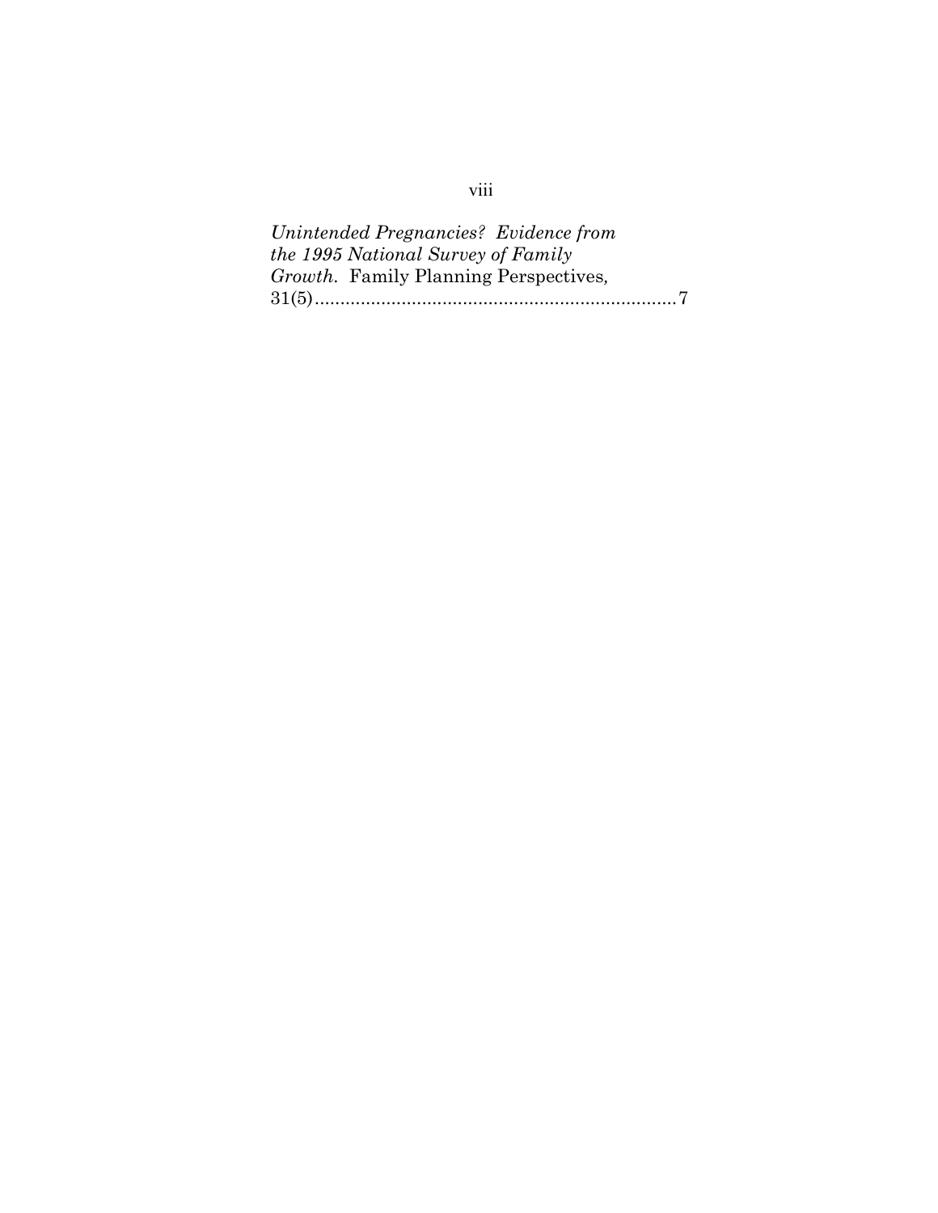*Unintended Pregnancies? Evidence from the 1995 National Survey of Family Growth*. Family Planning Perspectives, 31(5).......................................................................7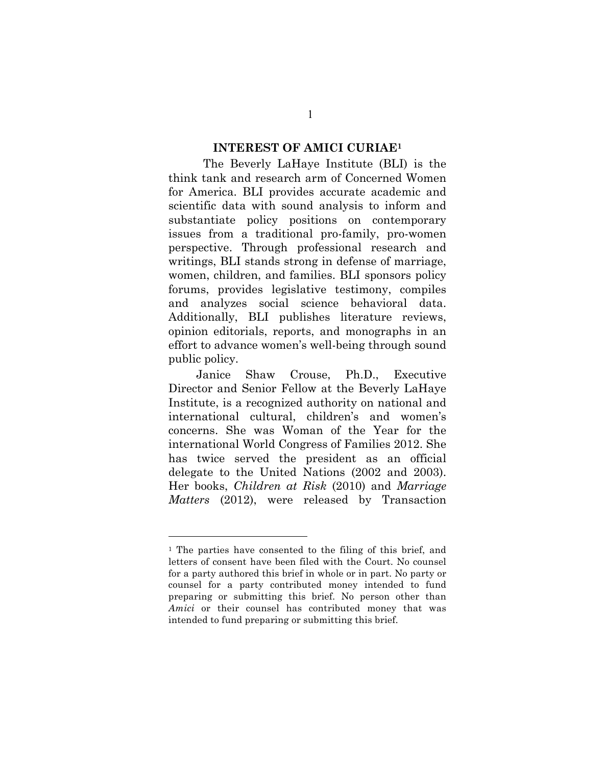## INTEREST OF AMICI CURIAE[1]

The Beverly LaHaye Institute (BLI) is the think tank and research arm of Concerned Women for America. BLI provides accurate academic and scientific data with sound analysis to inform and substantiate policy positions on contemporary issues from a traditional pro-family, pro-women perspective. Through professional research and writings, BLI stands strong in defense of marriage, women, children, and families. BLI sponsors policy forums, provides legislative testimony, compiles and analyzes social science behavioral data. Additionally, BLI publishes literature reviews, opinion editorials, reports, and monographs in an effort to advance women's well-being through sound public policy.

Janice Shaw Crouse, Ph.D., Executive Director and Senior Fellow at the Beverly LaHaye Institute, is a recognized authority on national and international cultural, children's and women's concerns. She was Woman of the Year for the international World Congress of Families 2012. She has twice served the president as an official delegate to the United Nations (2002 and 2003). Her books, *Children at Risk* (2010) and *Marriage Matters* (2012), were released by Transaction

---

[1] The parties have consented to the filing of this brief, and letters of consent have been filed with the Court. No counsel for a party authored this brief in whole or in part. No party or counsel for a party contributed money intended to fund preparing or submitting this brief. No person other than *Amici* or their counsel has contributed money that was intended to fund preparing or submitting this brief.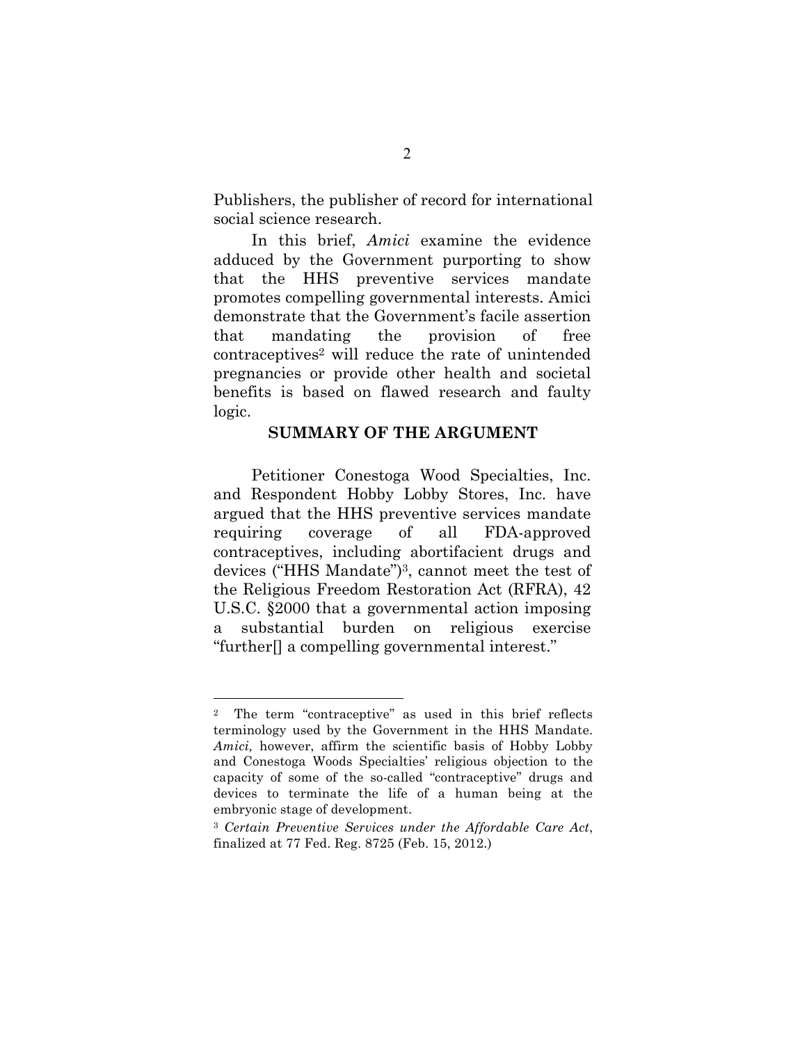Publishers, the publisher of record for international social science research.

In this brief, *Amici* examine the evidence adduced by the Government purporting to show that the HHS preventive services mandate promotes compelling governmental interests. Amici demonstrate that the Government's facile assertion that mandating the provision of free contraceptives[2] will reduce the rate of unintended pregnancies or provide other health and societal benefits is based on flawed research and faulty logic.

## SUMMARY OF THE ARGUMENT

Petitioner Conestoga Wood Specialties, Inc. and Respondent Hobby Lobby Stores, Inc. have argued that the HHS preventive services mandate requiring coverage of all FDA-approved contraceptives, including abortifacient drugs and devices ("HHS Mandate")[3], cannot meet the test of the Religious Freedom Restoration Act (RFRA), 42 U.S.C. §2000 that a governmental action imposing a substantial burden on religious exercise "further[] a compelling governmental interest."

---

[2] The term "contraceptive" as used in this brief reflects terminology used by the Government in the HHS Mandate. *Amici,* however, affirm the scientific basis of Hobby Lobby and Conestoga Woods Specialties' religious objection to the capacity of some of the so-called "contraceptive" drugs and devices to terminate the life of a human being at the embryonic stage of development.

[3] *Certain Preventive Services under the Affordable Care Act*, finalized at 77 Fed. Reg. 8725 (Feb. 15, 2012.)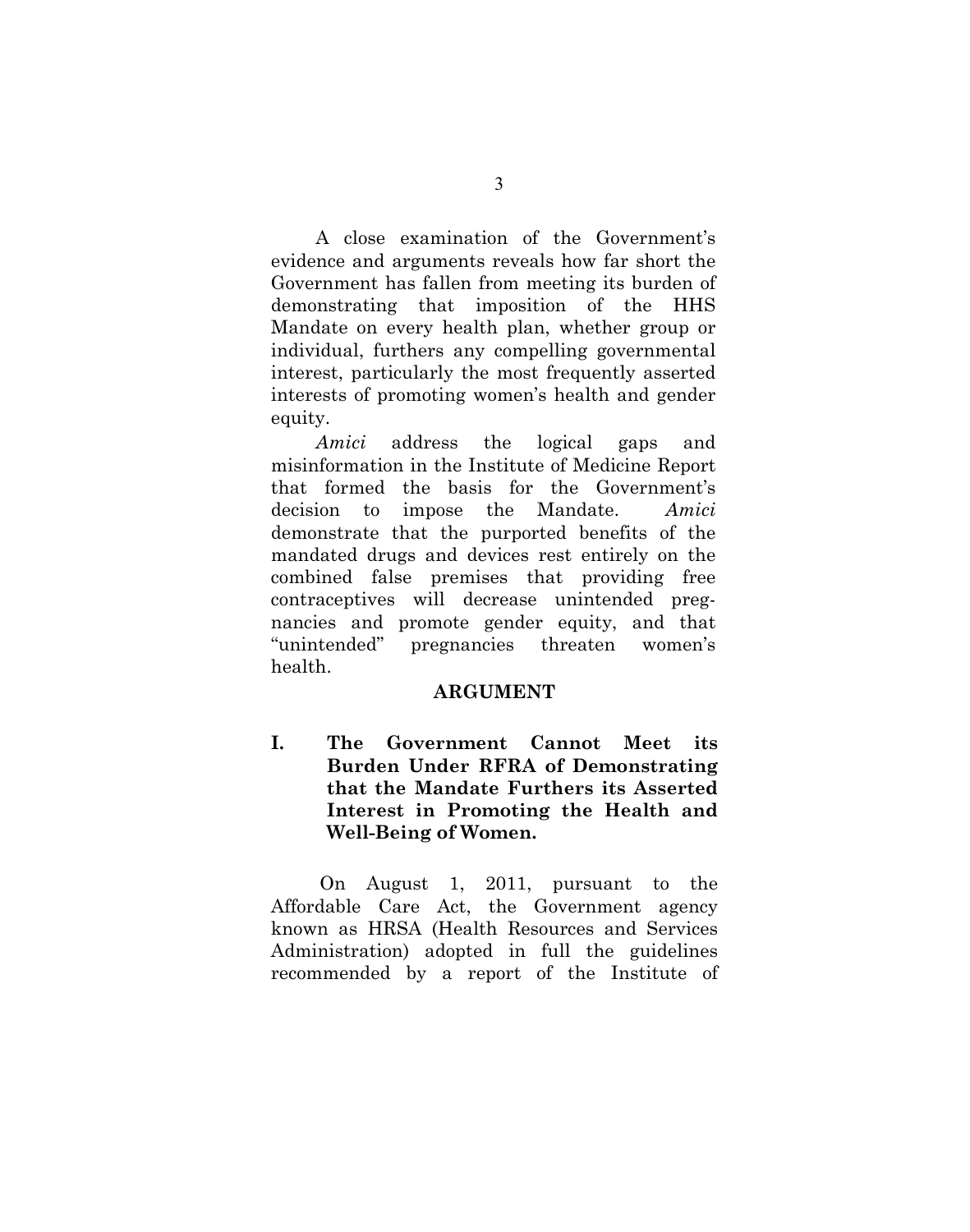A close examination of the Government's evidence and arguments reveals how far short the Government has fallen from meeting its burden of demonstrating that imposition of the HHS Mandate on every health plan, whether group or individual, furthers any compelling governmental interest, particularly the most frequently asserted interests of promoting women's health and gender equity.

*Amici* address the logical gaps and misinformation in the Institute of Medicine Report that formed the basis for the Government's decision to impose the Mandate. *Amici* demonstrate that the purported benefits of the mandated drugs and devices rest entirely on the combined false premises that providing free contraceptives will decrease unintended pregnancies and promote gender equity, and that "unintended" pregnancies threaten women's health.

## ARGUMENT

### I. The Government Cannot Meet its Burden Under RFRA of Demonstrating that the Mandate Furthers its Asserted Interest in Promoting the Health and Well-Being of Women.

On August 1, 2011, pursuant to the Affordable Care Act, the Government agency known as HRSA (Health Resources and Services Administration) adopted in full the guidelines recommended by a report of the Institute of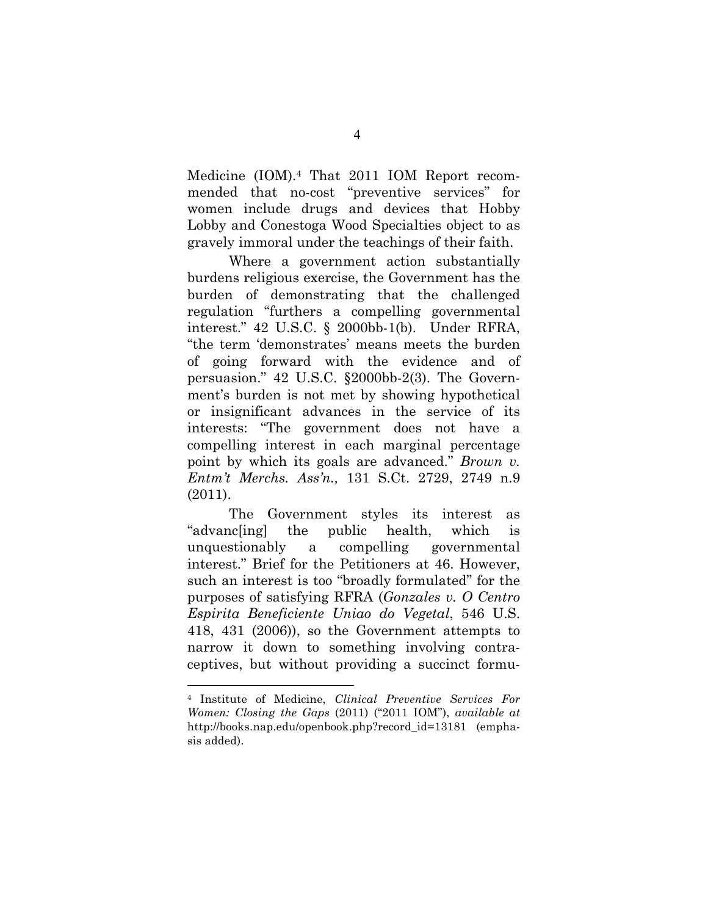Medicine (IOM).[4] That 2011 IOM Report recommended that no-cost "preventive services" for women include drugs and devices that Hobby Lobby and Conestoga Wood Specialties object to as gravely immoral under the teachings of their faith.

Where a government action substantially burdens religious exercise, the Government has the burden of demonstrating that the challenged regulation "furthers a compelling governmental interest." 42 U.S.C. § 2000bb-1(b). Under RFRA, "the term 'demonstrates' means meets the burden of going forward with the evidence and of persuasion." 42 U.S.C. §2000bb-2(3). The Government's burden is not met by showing hypothetical or insignificant advances in the service of its interests: "The government does not have a compelling interest in each marginal percentage point by which its goals are advanced." *Brown v. Entm't Merchs. Ass'n.,* 131 S.Ct. 2729, 2749 n.9 (2011).

The Government styles its interest as "advanc[ing] the public health, which is unquestionably a compelling governmental interest." Brief for the Petitioners at 46. However, such an interest is too "broadly formulated" for the purposes of satisfying RFRA (*Gonzales v. O Centro Espirita Beneficiente Uniao do Vegetal*, 546 U.S. 418, 431 (2006)), so the Government attempts to narrow it down to something involving contraceptives, but without providing a succinct formu-

---

[4] Institute of Medicine, *Clinical Preventive Services For Women: Closing the Gaps* (2011) ("2011 IOM"), *available at* http://books.nap.edu/openbook.php?record_id=13181 (emphasis added).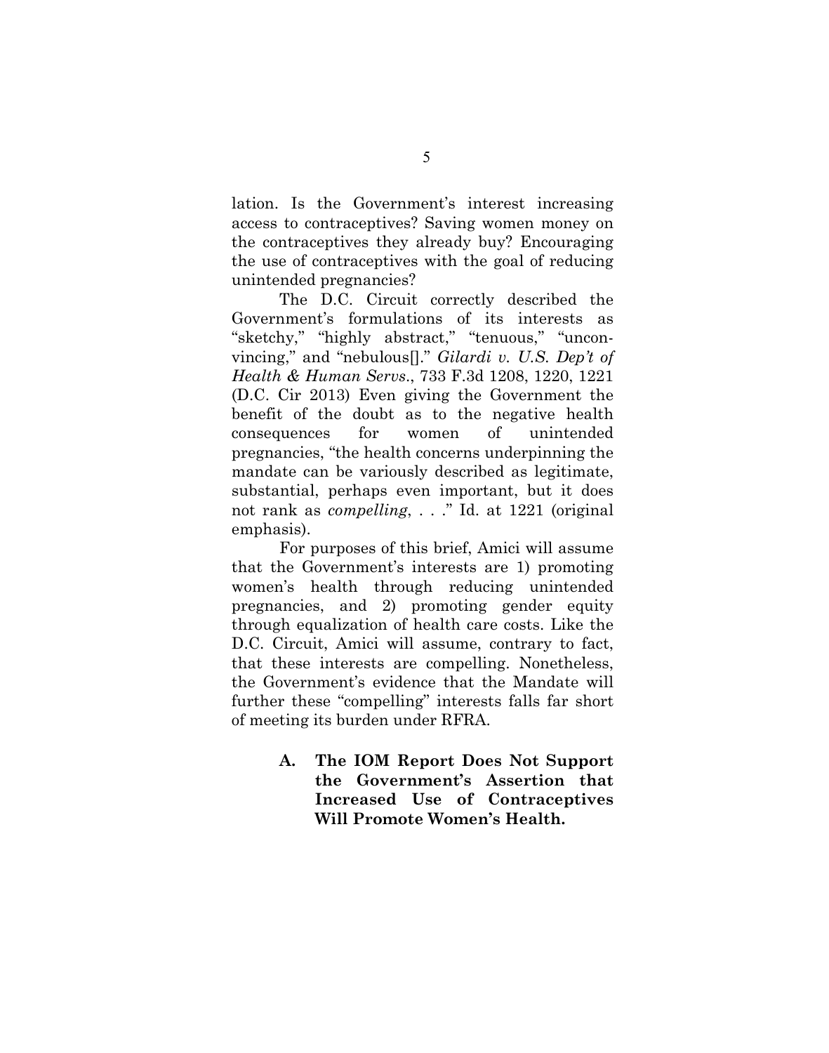lation. Is the Government's interest increasing access to contraceptives? Saving women money on the contraceptives they already buy? Encouraging the use of contraceptives with the goal of reducing unintended pregnancies?

The D.C. Circuit correctly described the Government's formulations of its interests as "sketchy," "highly abstract," "tenuous," "unconvincing," and "nebulous[]." *Gilardi v. U.S. Dep't of Health & Human Servs*., 733 F.3d 1208, 1220, 1221 (D.C. Cir 2013) Even giving the Government the benefit of the doubt as to the negative health consequences for women of unintended pregnancies, "the health concerns underpinning the mandate can be variously described as legitimate, substantial, perhaps even important, but it does not rank as *compelling*, . . ." Id. at 1221 (original emphasis).

For purposes of this brief, Amici will assume that the Government's interests are 1) promoting women's health through reducing unintended pregnancies, and 2) promoting gender equity through equalization of health care costs. Like the D.C. Circuit, Amici will assume, contrary to fact, that these interests are compelling. Nonetheless, the Government's evidence that the Mandate will further these "compelling" interests falls far short of meeting its burden under RFRA.

### A. The IOM Report Does Not Support the Government's Assertion that Increased Use of Contraceptives Will Promote Women's Health.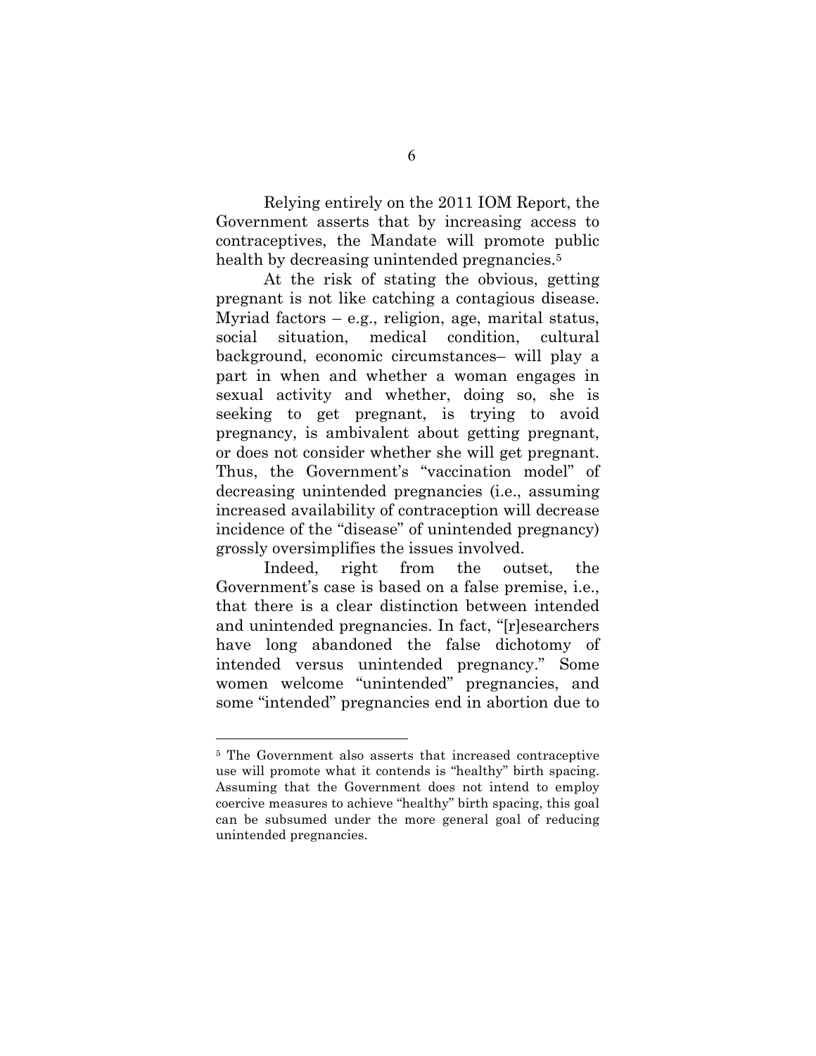Relying entirely on the 2011 IOM Report, the Government asserts that by increasing access to contraceptives, the Mandate will promote public health by decreasing unintended pregnancies.[5]

At the risk of stating the obvious, getting pregnant is not like catching a contagious disease. Myriad factors – e.g., religion, age, marital status, social situation, medical condition, cultural background, economic circumstances– will play a part in when and whether a woman engages in sexual activity and whether, doing so, she is seeking to get pregnant, is trying to avoid pregnancy, is ambivalent about getting pregnant, or does not consider whether she will get pregnant. Thus, the Government's "vaccination model" of decreasing unintended pregnancies (i.e., assuming increased availability of contraception will decrease incidence of the "disease" of unintended pregnancy) grossly oversimplifies the issues involved.

Indeed, right from the outset, the Government's case is based on a false premise, i.e., that there is a clear distinction between intended and unintended pregnancies. In fact, "[r]esearchers have long abandoned the false dichotomy of intended versus unintended pregnancy." Some women welcome "unintended" pregnancies, and some "intended" pregnancies end in abortion due to

---

[5] The Government also asserts that increased contraceptive use will promote what it contends is "healthy" birth spacing. Assuming that the Government does not intend to employ coercive measures to achieve "healthy" birth spacing, this goal can be subsumed under the more general goal of reducing unintended pregnancies.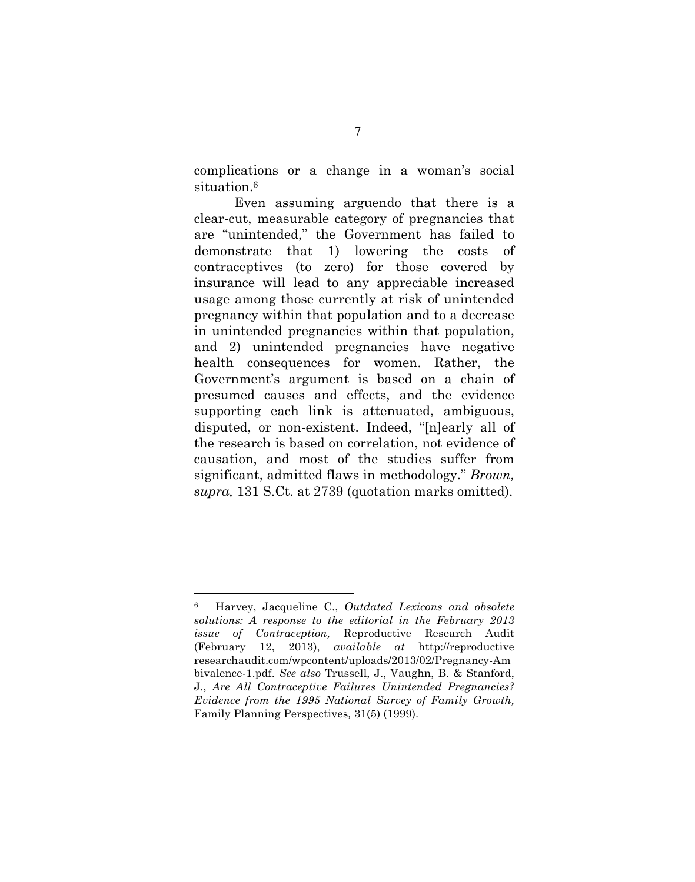complications or a change in a woman's social situation.[6]

Even assuming arguendo that there is a clear-cut, measurable category of pregnancies that are "unintended," the Government has failed to demonstrate that 1) lowering the costs of contraceptives (to zero) for those covered by insurance will lead to any appreciable increased usage among those currently at risk of unintended pregnancy within that population and to a decrease in unintended pregnancies within that population, and 2) unintended pregnancies have negative health consequences for women. Rather, the Government's argument is based on a chain of presumed causes and effects, and the evidence supporting each link is attenuated, ambiguous, disputed, or non-existent. Indeed, "[n]early all of the research is based on correlation, not evidence of causation, and most of the studies suffer from significant, admitted flaws in methodology." *Brown, supra,* 131 S.Ct. at 2739 (quotation marks omitted).

---

[6] Harvey, Jacqueline C., *Outdated Lexicons and obsolete solutions: A response to the editorial in the February 2013 issue of Contraception,* Reproductive Research Audit (February 12, 2013), *available at* http://reproductiveresearchaudit.com/wpcontent/uploads/2013/02/Pregnancy-Ambivalence-1.pdf. *See also* Trussell, J., Vaughn, B. & Stanford, J., *Are All Contraceptive Failures Unintended Pregnancies? Evidence from the 1995 National Survey of Family Growth,* Family Planning Perspectives, 31(5) (1999).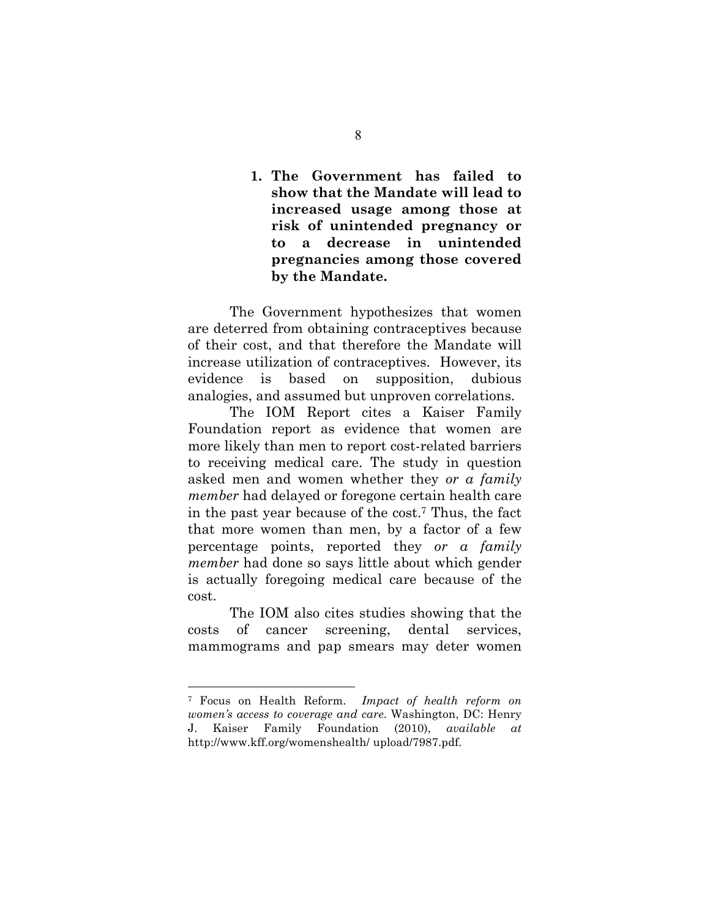**1. The Government has failed to show that the Mandate will lead to increased usage among those at risk of unintended pregnancy or to a decrease in unintended pregnancies among those covered by the Mandate.**

The Government hypothesizes that women are deterred from obtaining contraceptives because of their cost, and that therefore the Mandate will increase utilization of contraceptives. However, its evidence is based on supposition, dubious analogies, and assumed but unproven correlations.

The IOM Report cites a Kaiser Family Foundation report as evidence that women are more likely than men to report cost-related barriers to receiving medical care. The study in question asked men and women whether they *or a family member* had delayed or foregone certain health care in the past year because of the cost.[7] Thus, the fact that more women than men, by a factor of a few percentage points, reported they *or a family member* had done so says little about which gender is actually foregoing medical care because of the cost.

The IOM also cites studies showing that the costs of cancer screening, dental services, mammograms and pap smears may deter women

---

[7] Focus on Health Reform. *Impact of health reform on women's access to coverage and care*. Washington, DC: Henry J. Kaiser Family Foundation (2010), *available at* http://www.kff.org/womenshealth/ upload/7987.pdf.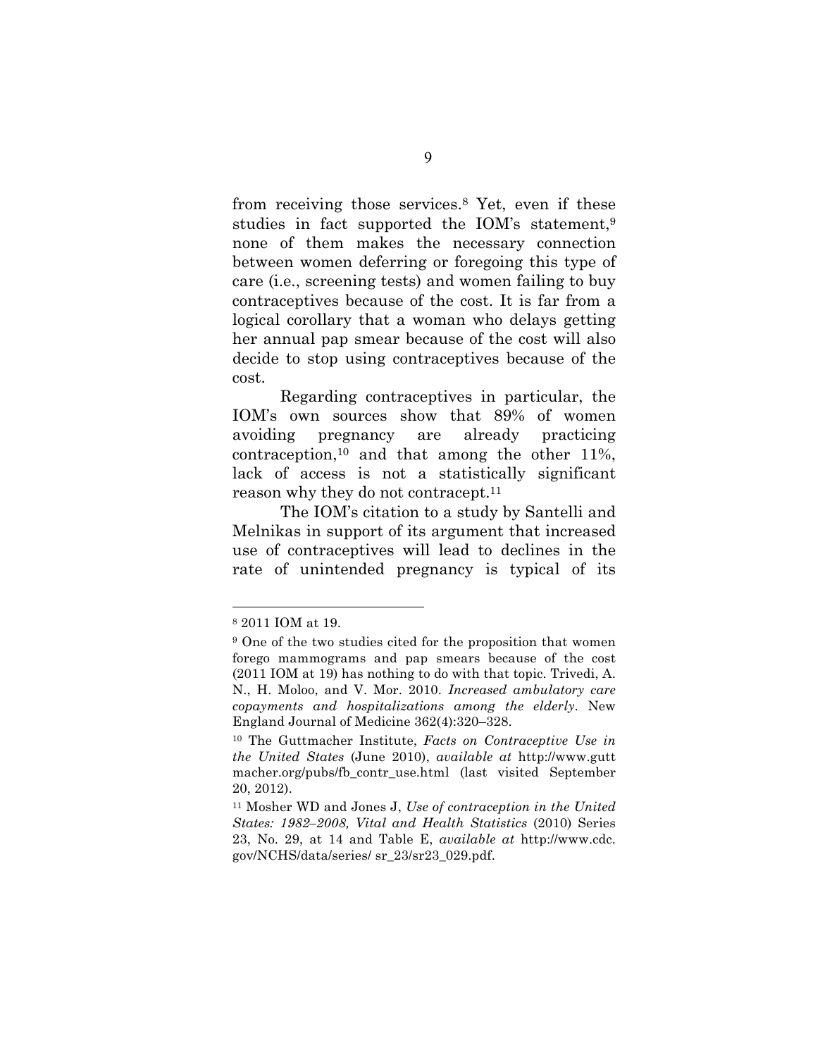from receiving those services.[8] Yet, even if these studies in fact supported the IOM's statement,[9] none of them makes the necessary connection between women deferring or foregoing this type of care (i.e., screening tests) and women failing to buy contraceptives because of the cost. It is far from a logical corollary that a woman who delays getting her annual pap smear because of the cost will also decide to stop using contraceptives because of the cost.

Regarding contraceptives in particular, the IOM's own sources show that 89% of women avoiding pregnancy are already practicing contraception,[10] and that among the other 11%, lack of access is not a statistically significant reason why they do not contracept.[11]

The IOM's citation to a study by Santelli and Melnikas in support of its argument that increased use of contraceptives will lead to declines in the rate of unintended pregnancy is typical of its

---

[8] 2011 IOM at 19.

[9] One of the two studies cited for the proposition that women forego mammograms and pap smears because of the cost (2011 IOM at 19) has nothing to do with that topic. Trivedi, A. N., H. Moloo, and V. Mor. 2010. *Increased ambulatory care copayments and hospitalizations among the elderly*. New England Journal of Medicine 362(4):320–328.

[10] The Guttmacher Institute, *Facts on Contraceptive Use in the United States* (June 2010), *available at* http://www.guttmacher.org/pubs/fb_contr_use.html (last visited September 20, 2012).

[11] Mosher WD and Jones J, *Use of contraception in the United States: 1982–2008, Vital and Health Statistics* (2010) Series 23, No. 29, at 14 and Table E, *available at* http://www.cdc.gov/NCHS/data/series/ sr_23/sr23_029.pdf.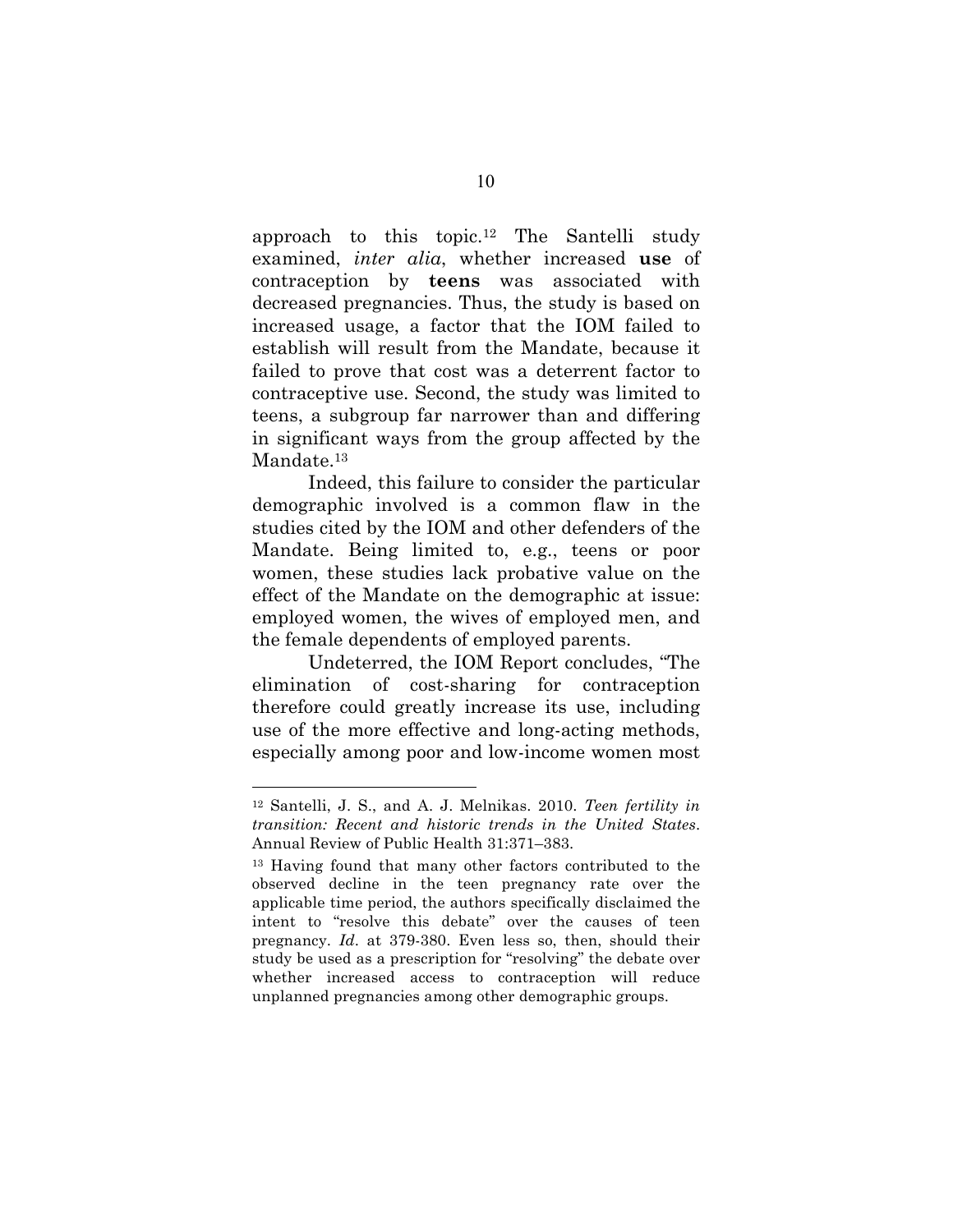approach to this topic.[12] The Santelli study examined, *inter alia*, whether increased **use** of contraception by **teens** was associated with decreased pregnancies. Thus, the study is based on increased usage, a factor that the IOM failed to establish will result from the Mandate, because it failed to prove that cost was a deterrent factor to contraceptive use. Second, the study was limited to teens, a subgroup far narrower than and differing in significant ways from the group affected by the Mandate.[13]

Indeed, this failure to consider the particular demographic involved is a common flaw in the studies cited by the IOM and other defenders of the Mandate. Being limited to, e.g., teens or poor women, these studies lack probative value on the effect of the Mandate on the demographic at issue: employed women, the wives of employed men, and the female dependents of employed parents.

Undeterred, the IOM Report concludes, "The elimination of cost-sharing for contraception therefore could greatly increase its use, including use of the more effective and long-acting methods, especially among poor and low-income women most

---

[12] Santelli, J. S., and A. J. Melnikas. 2010. *Teen fertility in transition: Recent and historic trends in the United States*. Annual Review of Public Health 31:371–383.

[13] Having found that many other factors contributed to the observed decline in the teen pregnancy rate over the applicable time period, the authors specifically disclaimed the intent to "resolve this debate" over the causes of teen pregnancy. *Id*. at 379-380. Even less so, then, should their study be used as a prescription for "resolving" the debate over whether increased access to contraception will reduce unplanned pregnancies among other demographic groups.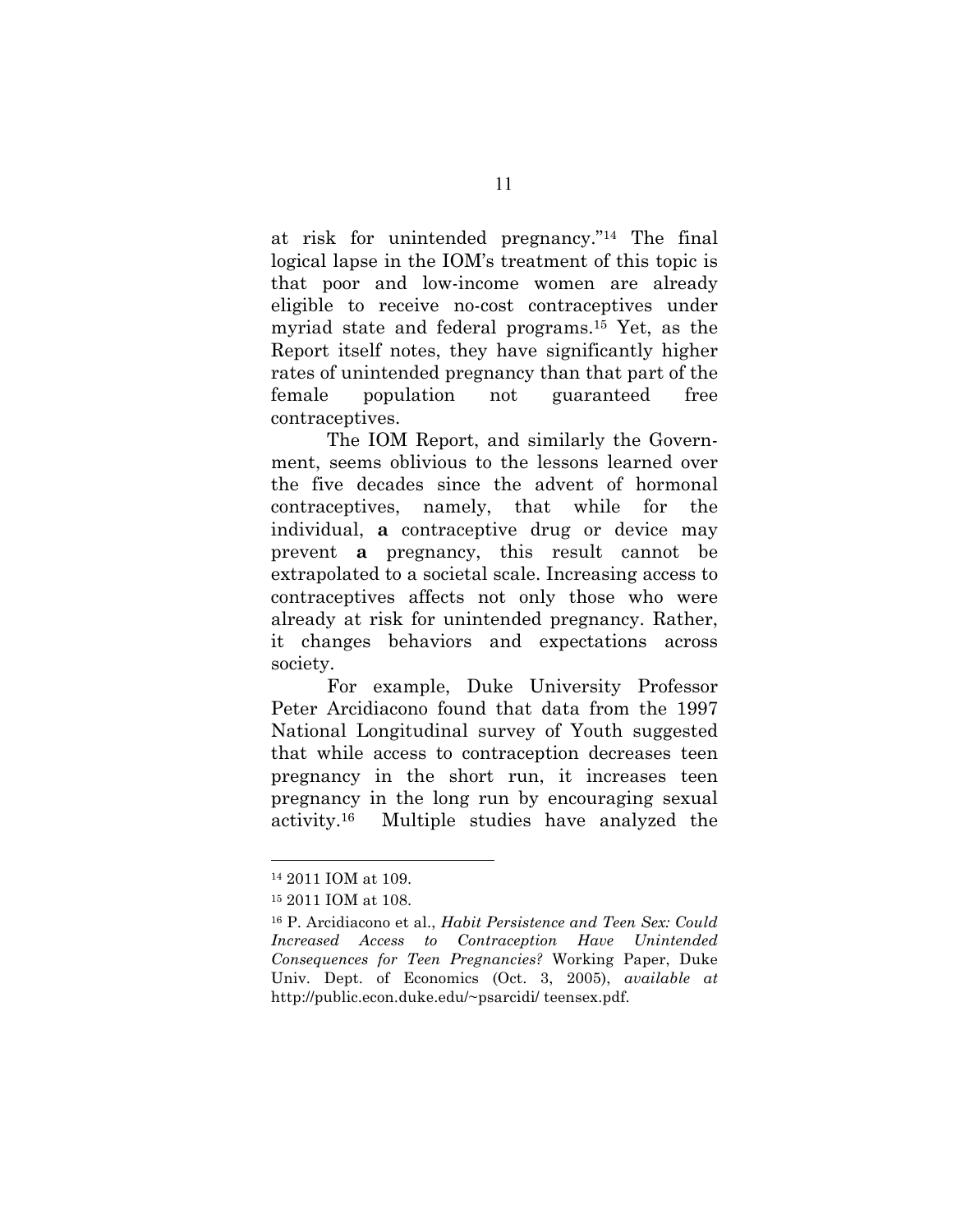at risk for unintended pregnancy."[14] The final logical lapse in the IOM's treatment of this topic is that poor and low-income women are already eligible to receive no-cost contraceptives under myriad state and federal programs.[15] Yet, as the Report itself notes, they have significantly higher rates of unintended pregnancy than that part of the female population not guaranteed free contraceptives.

The IOM Report, and similarly the Government, seems oblivious to the lessons learned over the five decades since the advent of hormonal contraceptives, namely, that while for the individual, **a** contraceptive drug or device may prevent **a** pregnancy, this result cannot be extrapolated to a societal scale. Increasing access to contraceptives affects not only those who were already at risk for unintended pregnancy. Rather, it changes behaviors and expectations across society.

For example, Duke University Professor Peter Arcidiacono found that data from the 1997 National Longitudinal survey of Youth suggested that while access to contraception decreases teen pregnancy in the short run, it increases teen pregnancy in the long run by encouraging sexual activity.[16] Multiple studies have analyzed the

---

[14] 2011 IOM at 109.

[15] 2011 IOM at 108.

[16] P. Arcidiacono et al., *Habit Persistence and Teen Sex: Could Increased Access to Contraception Have Unintended Consequences for Teen Pregnancies?* Working Paper, Duke Univ. Dept. of Economics (Oct. 3, 2005), *available at* http://public.econ.duke.edu/~psarcidi/ teensex.pdf.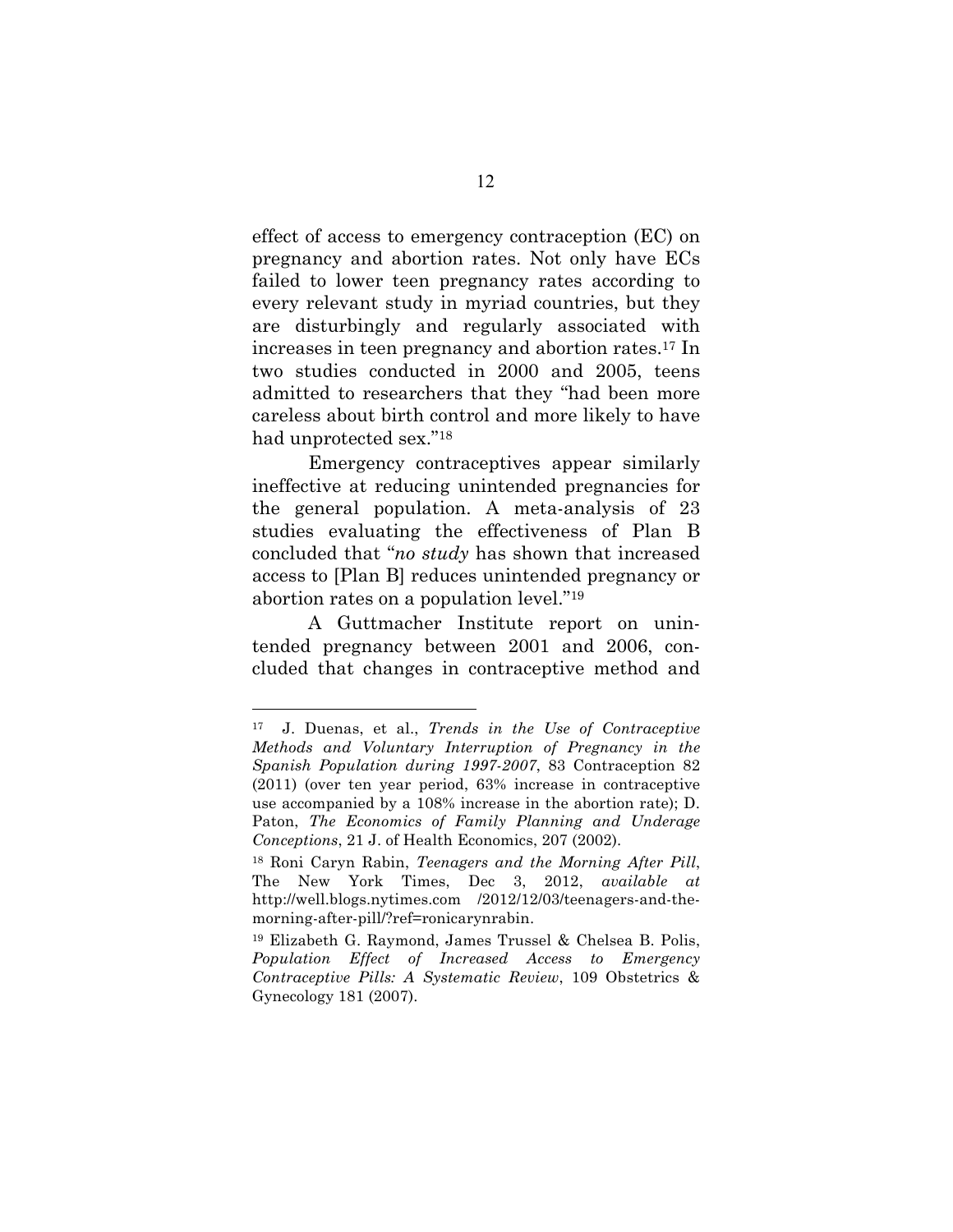effect of access to emergency contraception (EC) on pregnancy and abortion rates. Not only have ECs failed to lower teen pregnancy rates according to every relevant study in myriad countries, but they are disturbingly and regularly associated with increases in teen pregnancy and abortion rates.[17] In two studies conducted in 2000 and 2005, teens admitted to researchers that they "had been more careless about birth control and more likely to have had unprotected sex."[18]

Emergency contraceptives appear similarly ineffective at reducing unintended pregnancies for the general population. A meta-analysis of 23 studies evaluating the effectiveness of Plan B concluded that "*no study* has shown that increased access to [Plan B] reduces unintended pregnancy or abortion rates on a population level."[19]

A Guttmacher Institute report on unintended pregnancy between 2001 and 2006, concluded that changes in contraceptive method and

---

[17] J. Duenas, et al., *Trends in the Use of Contraceptive Methods and Voluntary Interruption of Pregnancy in the Spanish Population during 1997-2007*, 83 Contraception 82 (2011) (over ten year period, 63% increase in contraceptive use accompanied by a 108% increase in the abortion rate); D. Paton, *The Economics of Family Planning and Underage Conceptions*, 21 J. of Health Economics, 207 (2002).

[18] Roni Caryn Rabin, *Teenagers and the Morning After Pill*, The New York Times, Dec 3, 2012, *available at* http://well.blogs.nytimes.com /2012/12/03/teenagers-and-the-morning-after-pill/?ref=ronicarynrabin.

[19] Elizabeth G. Raymond, James Trussel & Chelsea B. Polis, *Population Effect of Increased Access to Emergency Contraceptive Pills: A Systematic Review*, 109 Obstetrics & Gynecology 181 (2007).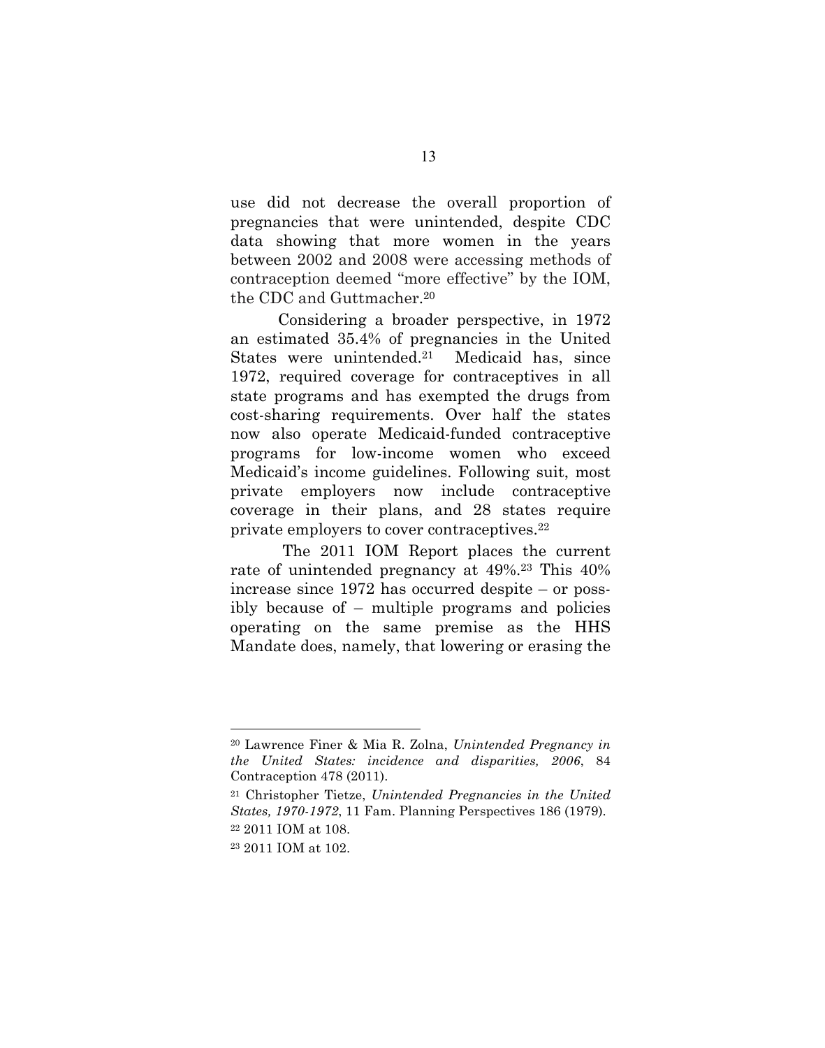use did not decrease the overall proportion of pregnancies that were unintended, despite CDC data showing that more women in the years between 2002 and 2008 were accessing methods of contraception deemed "more effective" by the IOM, the CDC and Guttmacher.[20]

Considering a broader perspective, in 1972 an estimated 35.4% of pregnancies in the United States were unintended.[21] Medicaid has, since 1972, required coverage for contraceptives in all state programs and has exempted the drugs from cost-sharing requirements. Over half the states now also operate Medicaid-funded contraceptive programs for low-income women who exceed Medicaid's income guidelines. Following suit, most private employers now include contraceptive coverage in their plans, and 28 states require private employers to cover contraceptives.[22]

The 2011 IOM Report places the current rate of unintended pregnancy at 49%.[23] This 40% increase since 1972 has occurred despite – or possibly because of – multiple programs and policies operating on the same premise as the HHS Mandate does, namely, that lowering or erasing the

---

[20] Lawrence Finer & Mia R. Zolna, *Unintended Pregnancy in the United States: incidence and disparities, 2006*, 84 Contraception 478 (2011).

[21] Christopher Tietze, *Unintended Pregnancies in the United States, 1970-1972*, 11 Fam. Planning Perspectives 186 (1979).

[22] 2011 IOM at 108.

[23] 2011 IOM at 102.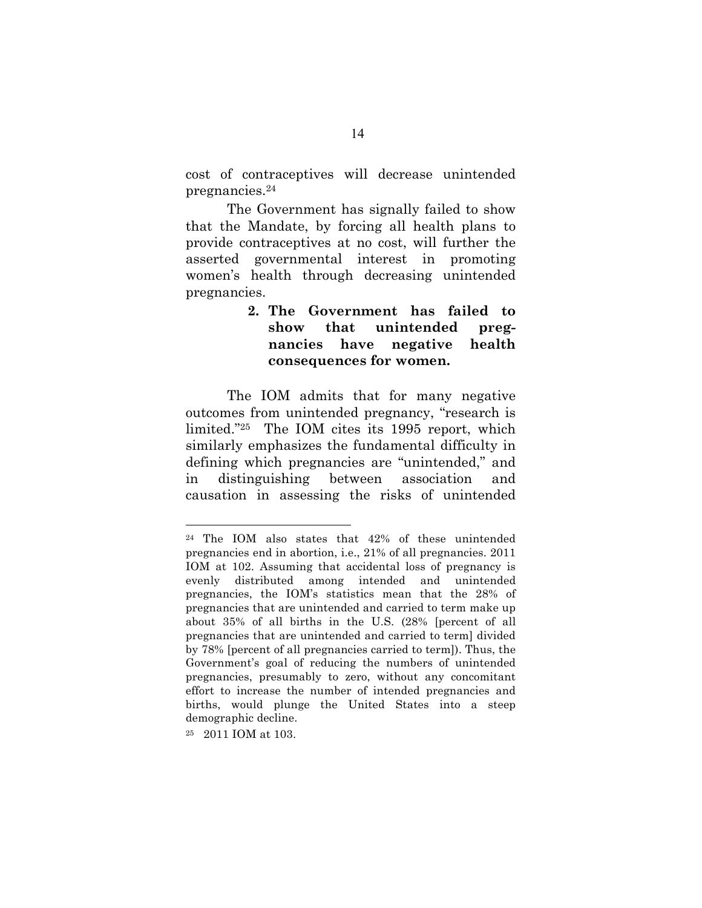cost of contraceptives will decrease unintended pregnancies.[24]

The Government has signally failed to show that the Mandate, by forcing all health plans to provide contraceptives at no cost, will further the asserted governmental interest in promoting women's health through decreasing unintended pregnancies.

### 2. The Government has failed to show that unintended pregnancies have negative health consequences for women.

The IOM admits that for many negative outcomes from unintended pregnancy, "research is limited."[25] The IOM cites its 1995 report, which similarly emphasizes the fundamental difficulty in defining which pregnancies are "unintended," and in distinguishing between association and causation in assessing the risks of unintended

---

[24] The IOM also states that 42% of these unintended pregnancies end in abortion, i.e., 21% of all pregnancies. 2011 IOM at 102. Assuming that accidental loss of pregnancy is evenly distributed among intended and unintended pregnancies, the IOM's statistics mean that the 28% of pregnancies that are unintended and carried to term make up about 35% of all births in the U.S. (28% [percent of all pregnancies that are unintended and carried to term] divided by 78% [percent of all pregnancies carried to term]). Thus, the Government's goal of reducing the numbers of unintended pregnancies, presumably to zero, without any concomitant effort to increase the number of intended pregnancies and births, would plunge the United States into a steep demographic decline.

[25] 2011 IOM at 103.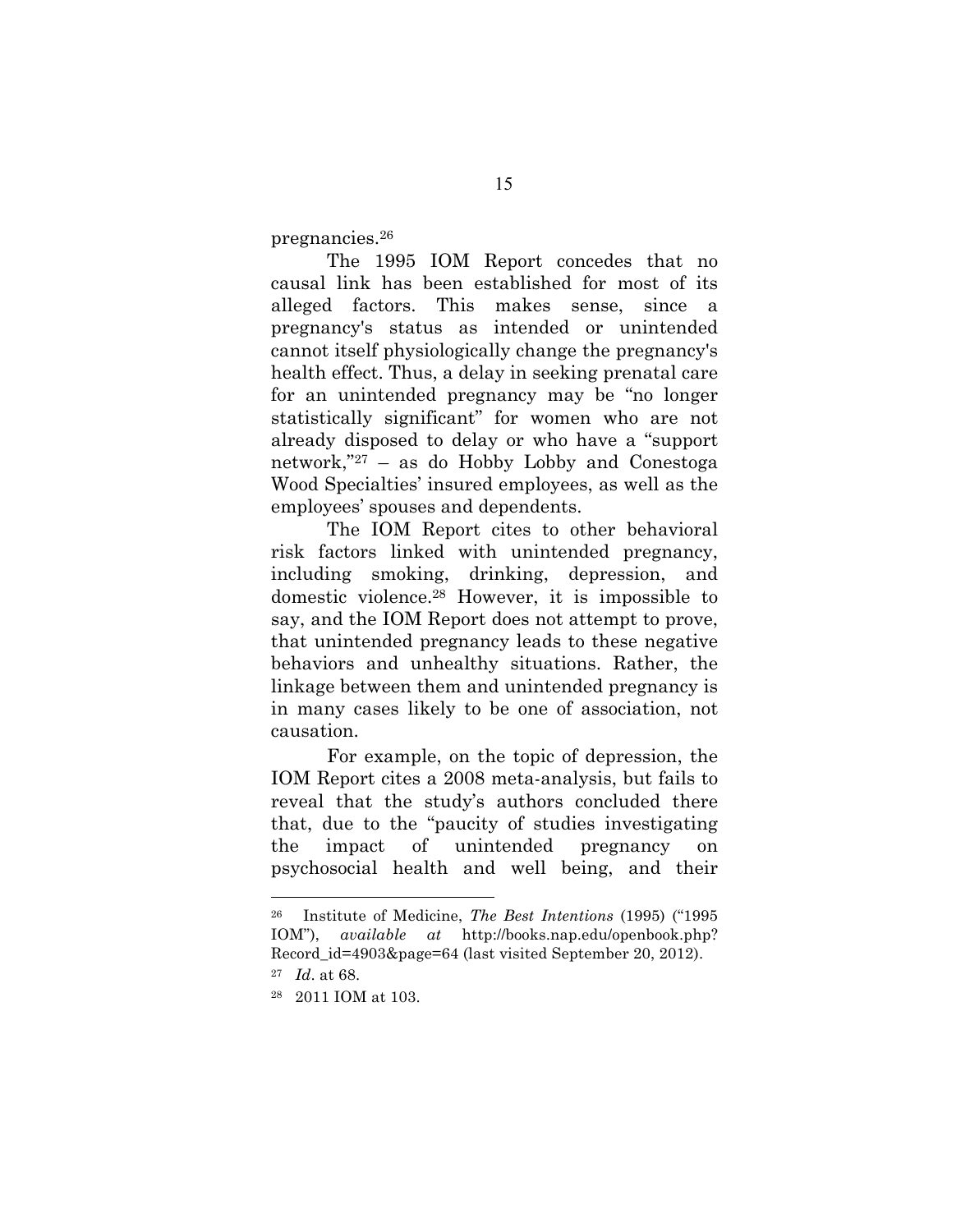pregnancies.[26]

The 1995 IOM Report concedes that no causal link has been established for most of its alleged factors. This makes sense, since a pregnancy's status as intended or unintended cannot itself physiologically change the pregnancy's health effect. Thus, a delay in seeking prenatal care for an unintended pregnancy may be "no longer statistically significant" for women who are not already disposed to delay or who have a "support network,"[27] – as do Hobby Lobby and Conestoga Wood Specialties' insured employees, as well as the employees' spouses and dependents.

The IOM Report cites to other behavioral risk factors linked with unintended pregnancy, including smoking, drinking, depression, and domestic violence.[28] However, it is impossible to say, and the IOM Report does not attempt to prove, that unintended pregnancy leads to these negative behaviors and unhealthy situations. Rather, the linkage between them and unintended pregnancy is in many cases likely to be one of association, not causation.

For example, on the topic of depression, the IOM Report cites a 2008 meta-analysis, but fails to reveal that the study's authors concluded there that, due to the "paucity of studies investigating the impact of unintended pregnancy on psychosocial health and well being, and their

---

[26] Institute of Medicine, *The Best Intentions* (1995) ("1995 IOM"), *available at* http://books.nap.edu/openbook.php?Record_id=4903&page=64 (last visited September 20, 2012).

[27] *Id*. at 68.

[28] 2011 IOM at 103.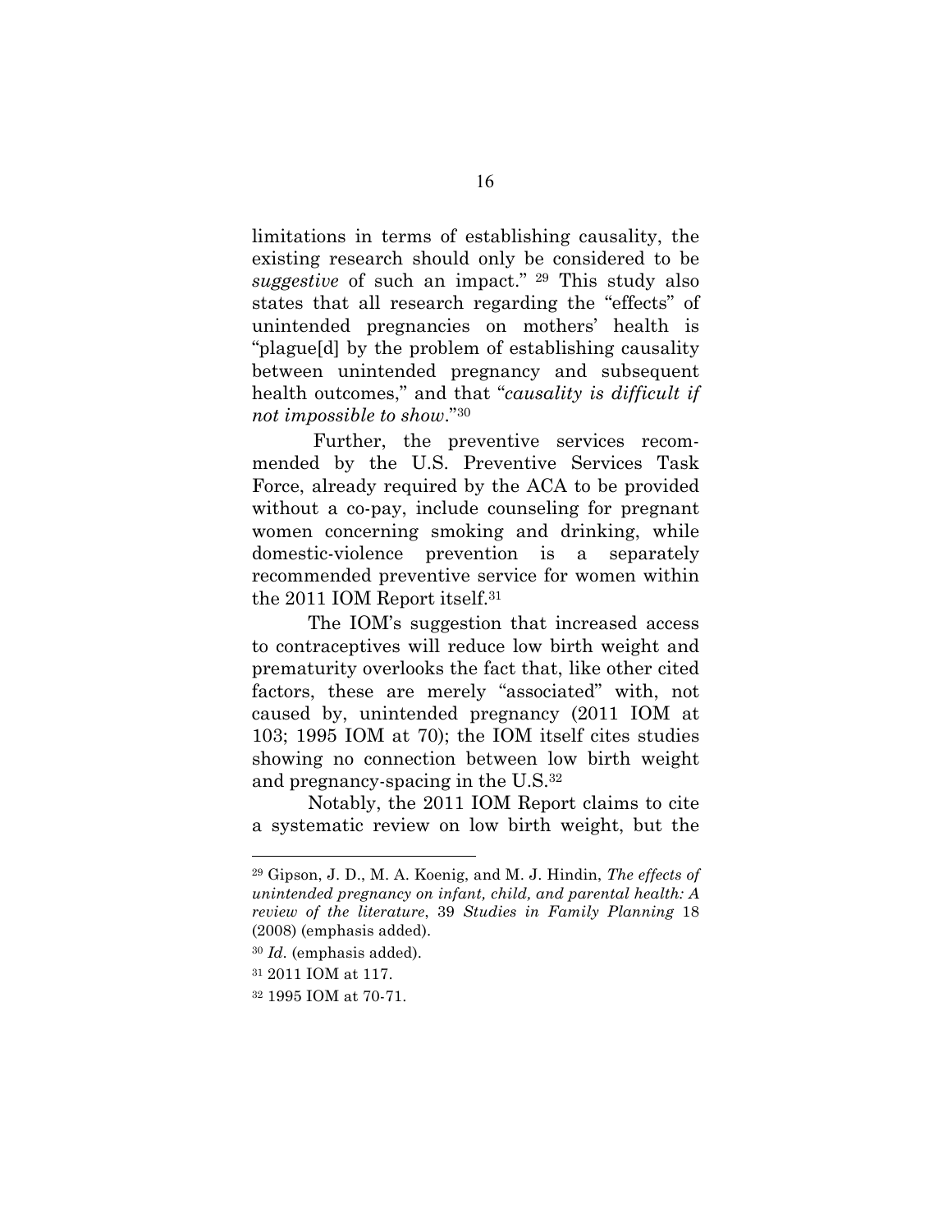limitations in terms of establishing causality, the existing research should only be considered to be *suggestive* of such an impact." [29] This study also states that all research regarding the "effects" of unintended pregnancies on mothers' health is "plague[d] by the problem of establishing causality between unintended pregnancy and subsequent health outcomes," and that "*causality is difficult if not impossible to show*."[30]

Further, the preventive services recommended by the U.S. Preventive Services Task Force, already required by the ACA to be provided without a co-pay, include counseling for pregnant women concerning smoking and drinking, while domestic-violence prevention is a separately recommended preventive service for women within the 2011 IOM Report itself.[31]

The IOM's suggestion that increased access to contraceptives will reduce low birth weight and prematurity overlooks the fact that, like other cited factors, these are merely "associated" with, not caused by, unintended pregnancy (2011 IOM at 103; 1995 IOM at 70); the IOM itself cites studies showing no connection between low birth weight and pregnancy-spacing in the U.S.[32]

Notably, the 2011 IOM Report claims to cite a systematic review on low birth weight, but the

---

[29] Gipson, J. D., M. A. Koenig, and M. J. Hindin, *The effects of unintended pregnancy on infant, child, and parental health: A review of the literature*, 39 *Studies in Family Planning* 18 (2008) (emphasis added).

[30] *Id.* (emphasis added).

[31] 2011 IOM at 117.

[32] 1995 IOM at 70-71.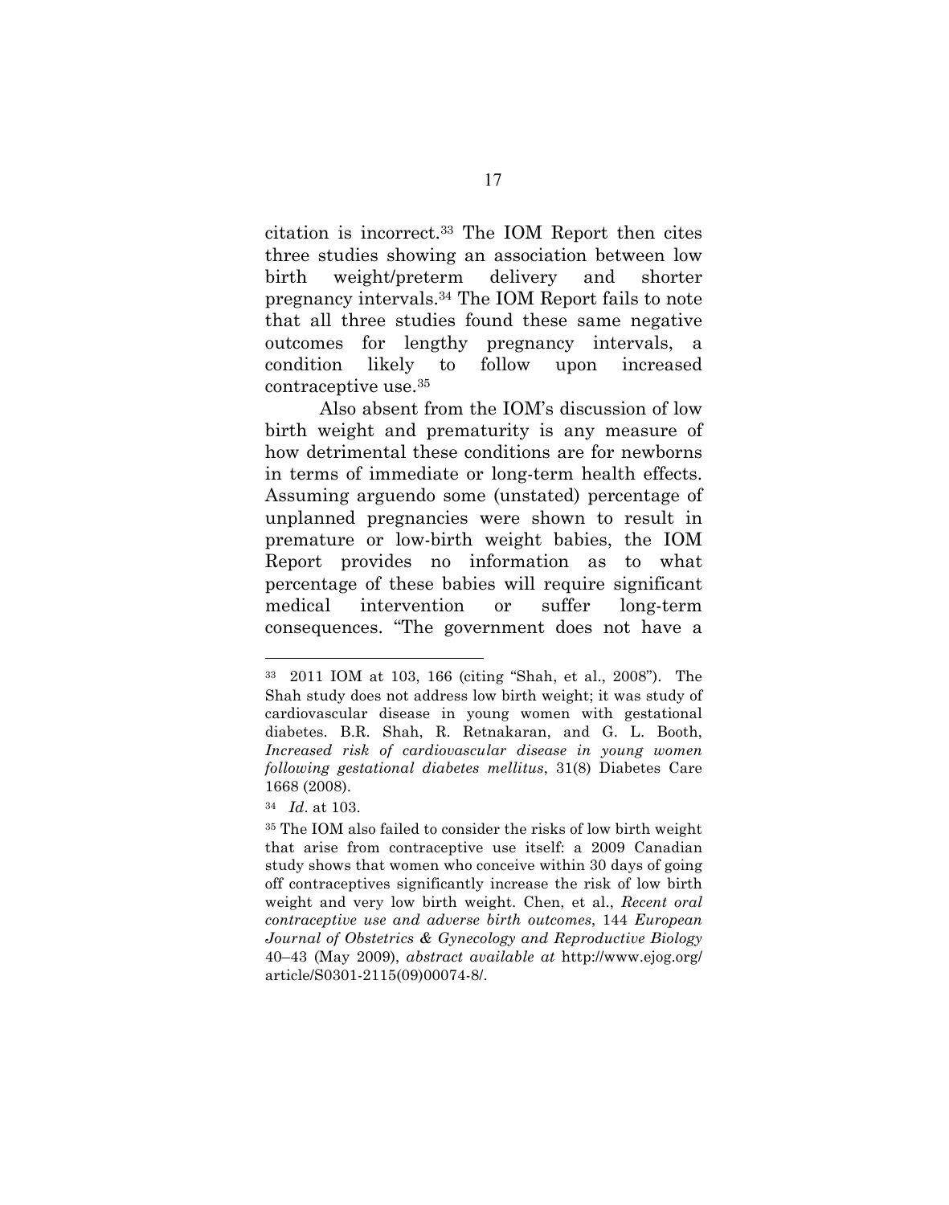citation is incorrect.[33] The IOM Report then cites three studies showing an association between low birth weight/preterm delivery and shorter pregnancy intervals.[34] The IOM Report fails to note that all three studies found these same negative outcomes for lengthy pregnancy intervals, a condition likely to follow upon increased contraceptive use.[35]

Also absent from the IOM's discussion of low birth weight and prematurity is any measure of how detrimental these conditions are for newborns in terms of immediate or long-term health effects. Assuming arguendo some (unstated) percentage of unplanned pregnancies were shown to result in premature or low-birth weight babies, the IOM Report provides no information as to what percentage of these babies will require significant medical intervention or suffer long-term consequences. "The government does not have a

---

[33] 2011 IOM at 103, 166 (citing "Shah, et al., 2008"). The Shah study does not address low birth weight; it was study of cardiovascular disease in young women with gestational diabetes. B.R. Shah, R. Retnakaran, and G. L. Booth, *Increased risk of cardiovascular disease in young women following gestational diabetes mellitus*, 31(8) Diabetes Care 1668 (2008).

[34] *Id*. at 103.

[35] The IOM also failed to consider the risks of low birth weight that arise from contraceptive use itself: a 2009 Canadian study shows that women who conceive within 30 days of going off contraceptives significantly increase the risk of low birth weight and very low birth weight. Chen, et al., *Recent oral contraceptive use and adverse birth outcomes*, 144 *European Journal of Obstetrics & Gynecology and Reproductive Biology* 40–43 (May 2009), *abstract available at* http://www.ejog.org/article/S0301-2115(09)00074-8/.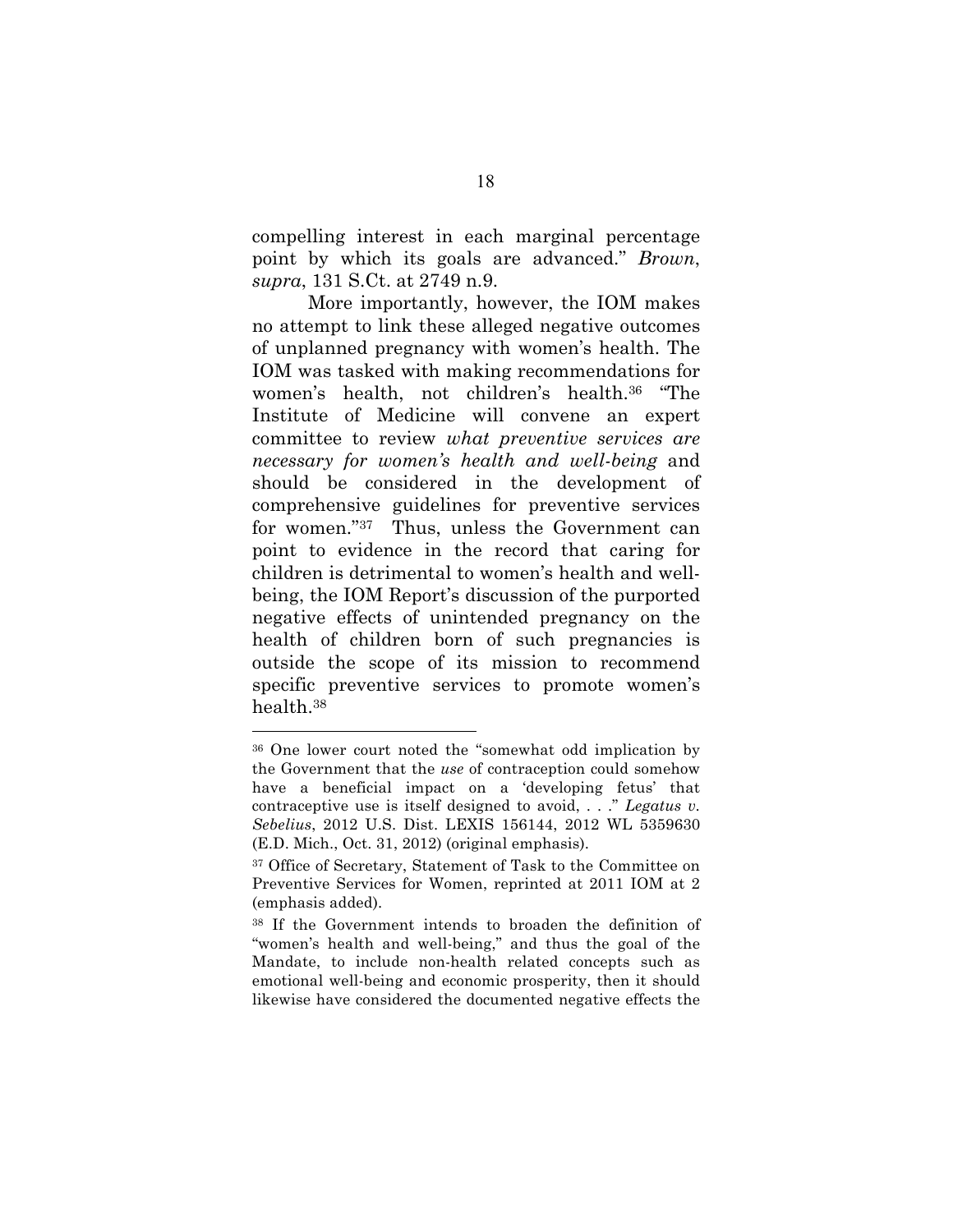compelling interest in each marginal percentage point by which its goals are advanced." *Brown*, *supra*, 131 S.Ct. at 2749 n.9.

More importantly, however, the IOM makes no attempt to link these alleged negative outcomes of unplanned pregnancy with women's health. The IOM was tasked with making recommendations for women's health, not children's health.[36] "The Institute of Medicine will convene an expert committee to review *what preventive services are necessary for women's health and well-being* and should be considered in the development of comprehensive guidelines for preventive services for women."[37] Thus, unless the Government can point to evidence in the record that caring for children is detrimental to women's health and well-being, the IOM Report's discussion of the purported negative effects of unintended pregnancy on the health of children born of such pregnancies is outside the scope of its mission to recommend specific preventive services to promote women's health.[38]

---

[36] One lower court noted the "somewhat odd implication by the Government that the *use* of contraception could somehow have a beneficial impact on a 'developing fetus' that contraceptive use is itself designed to avoid, . . ." *Legatus v. Sebelius*, 2012 U.S. Dist. LEXIS 156144, 2012 WL 5359630 (E.D. Mich., Oct. 31, 2012) (original emphasis).

[37] Office of Secretary, Statement of Task to the Committee on Preventive Services for Women, reprinted at 2011 IOM at 2 (emphasis added).

[38] If the Government intends to broaden the definition of "women's health and well-being," and thus the goal of the Mandate, to include non-health related concepts such as emotional well-being and economic prosperity, then it should likewise have considered the documented negative effects the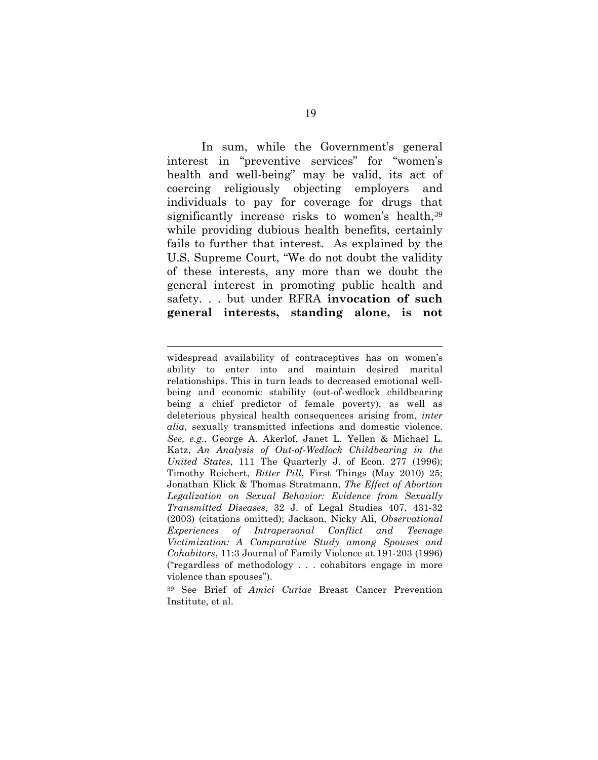In sum, while the Government's general interest in "preventive services" for "women's health and well-being" may be valid, its act of coercing religiously objecting employers and individuals to pay for coverage for drugs that significantly increase risks to women's health,[39] while providing dubious health benefits, certainly fails to further that interest. As explained by the U.S. Supreme Court, "We do not doubt the validity of these interests, any more than we doubt the general interest in promoting public health and safety. . . but under RFRA **invocation of such general interests, standing alone, is not**

---

widespread availability of contraceptives has on women's ability to enter into and maintain desired marital relationships. This in turn leads to decreased emotional well-being and economic stability (out-of-wedlock childbearing being a chief predictor of female poverty), as well as deleterious physical health consequences arising from, *inter alia*, sexually transmitted infections and domestic violence. *See, e.g.*, George A. Akerlof, Janet L. Yellen & Michael L. Katz, *An Analysis of Out-of-Wedlock Childbearing in the United States*, 111 The Quarterly J. of Econ. 277 (1996); Timothy Reichert, *Bitter Pill*, First Things (May 2010) 25; Jonathan Klick & Thomas Stratmann, *The Effect of Abortion Legalization on Sexual Behavior: Evidence from Sexually Transmitted Diseases*, 32 J. of Legal Studies 407, 431-32 (2003) (citations omitted); Jackson, Nicky Ali, *Observational Experiences of Intrapersonal Conflict and Teenage Victimization: A Comparative Study among Spouses and Cohabitors*, 11:3 Journal of Family Violence at 191-203 (1996) ("regardless of methodology . . . cohabitors engage in more violence than spouses").

[39] See Brief of *Amici Curiae* Breast Cancer Prevention Institute, et al.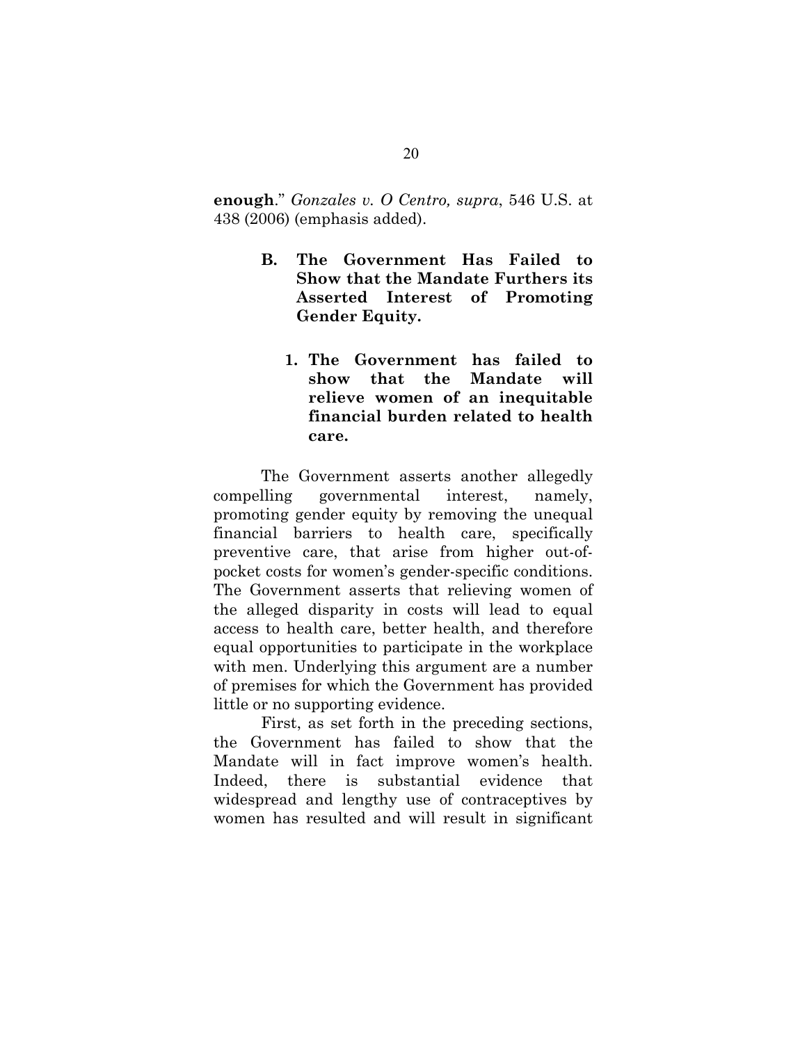**enough**." *Gonzales v. O Centro, supra*, 546 U.S. at 438 (2006) (emphasis added).

### B. The Government Has Failed to Show that the Mandate Furthers its Asserted Interest of Promoting Gender Equity.

#### 1. The Government has failed to show that the Mandate will relieve women of an inequitable financial burden related to health care.

The Government asserts another allegedly compelling governmental interest, namely, promoting gender equity by removing the unequal financial barriers to health care, specifically preventive care, that arise from higher out-of-pocket costs for women's gender-specific conditions. The Government asserts that relieving women of the alleged disparity in costs will lead to equal access to health care, better health, and therefore equal opportunities to participate in the workplace with men. Underlying this argument are a number of premises for which the Government has provided little or no supporting evidence.

First, as set forth in the preceding sections, the Government has failed to show that the Mandate will in fact improve women's health. Indeed, there is substantial evidence that widespread and lengthy use of contraceptives by women has resulted and will result in significant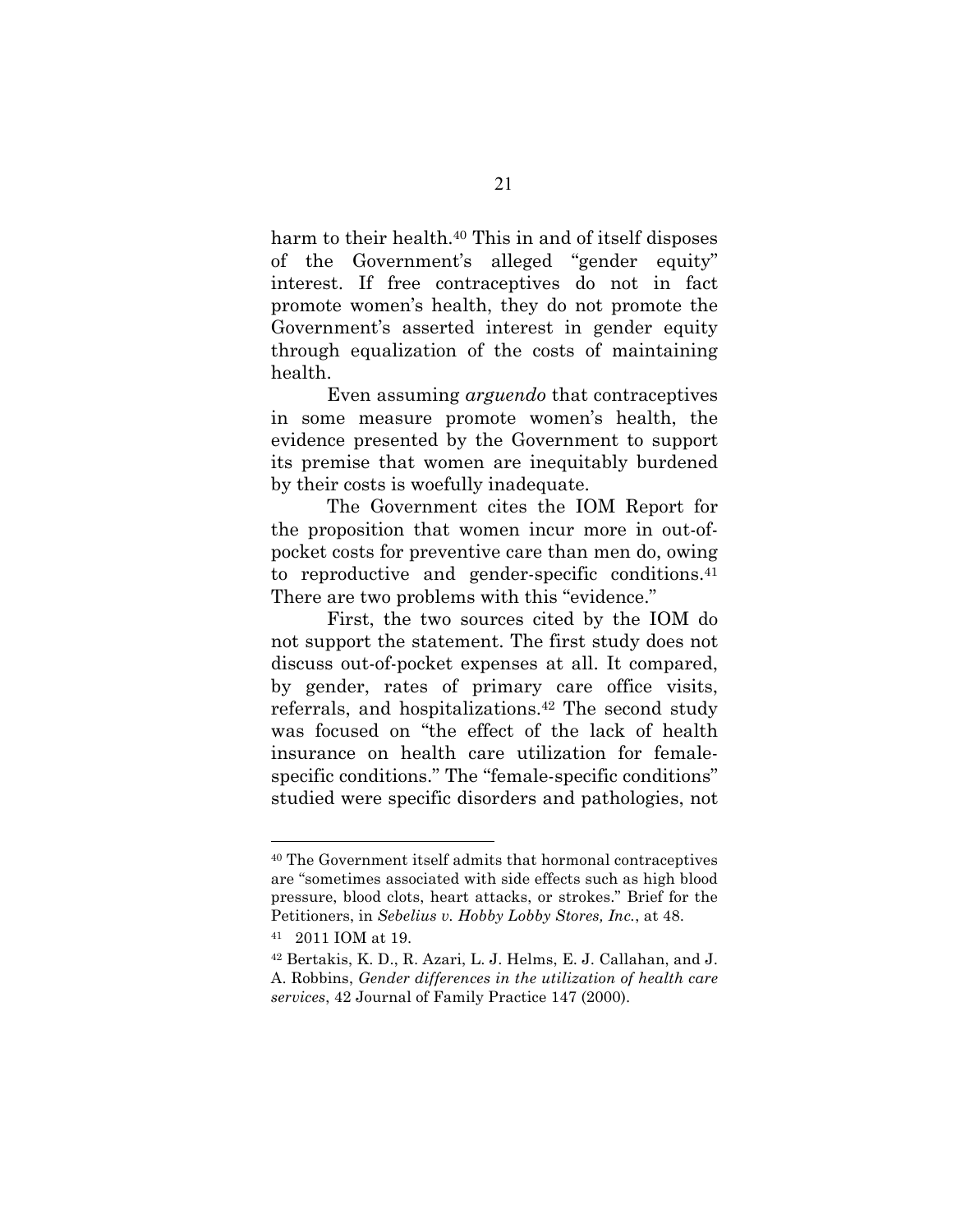harm to their health.[40] This in and of itself disposes of the Government's alleged "gender equity" interest. If free contraceptives do not in fact promote women's health, they do not promote the Government's asserted interest in gender equity through equalization of the costs of maintaining health.

Even assuming *arguendo* that contraceptives in some measure promote women's health, the evidence presented by the Government to support its premise that women are inequitably burdened by their costs is woefully inadequate.

The Government cites the IOM Report for the proposition that women incur more in out-of-pocket costs for preventive care than men do, owing to reproductive and gender-specific conditions.[41] There are two problems with this "evidence."

First, the two sources cited by the IOM do not support the statement. The first study does not discuss out-of-pocket expenses at all. It compared, by gender, rates of primary care office visits, referrals, and hospitalizations.[42] The second study was focused on "the effect of the lack of health insurance on health care utilization for female-specific conditions." The "female-specific conditions" studied were specific disorders and pathologies, not

---

[40] The Government itself admits that hormonal contraceptives are "sometimes associated with side effects such as high blood pressure, blood clots, heart attacks, or strokes." Brief for the Petitioners, in *Sebelius v. Hobby Lobby Stores, Inc.*, at 48.

[41] 2011 IOM at 19.

[42] Bertakis, K. D., R. Azari, L. J. Helms, E. J. Callahan, and J. A. Robbins, *Gender differences in the utilization of health care services*, 42 Journal of Family Practice 147 (2000).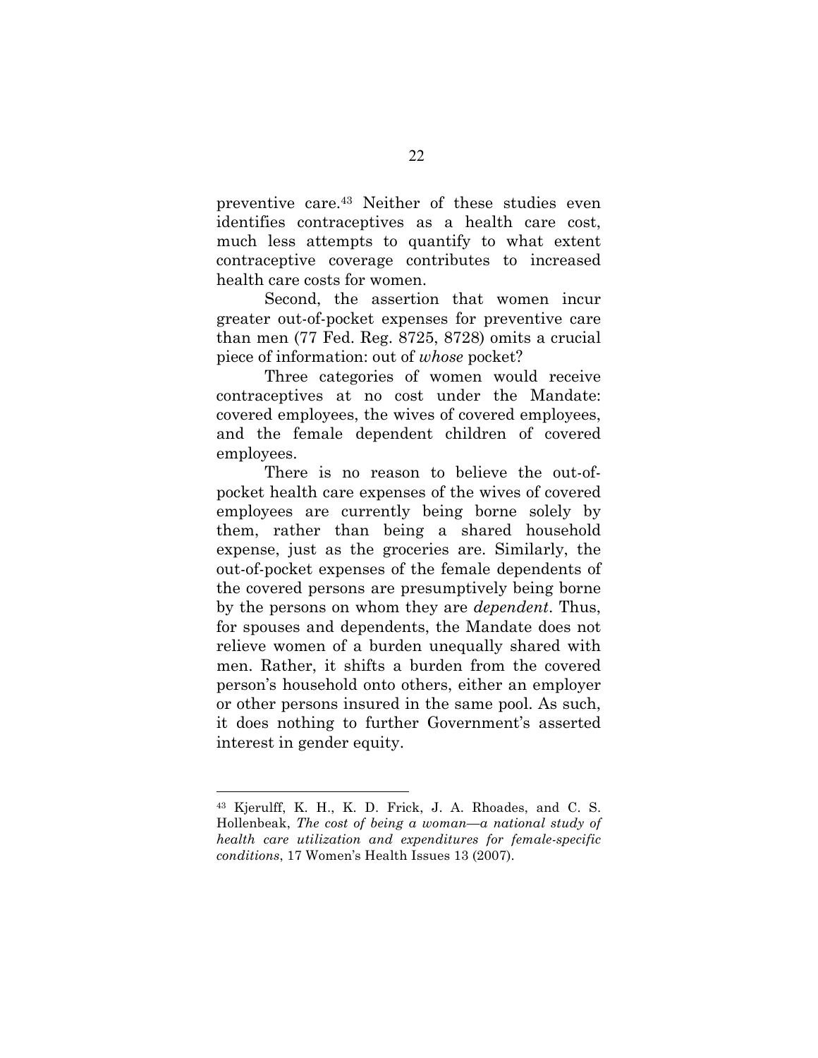preventive care.[43] Neither of these studies even identifies contraceptives as a health care cost, much less attempts to quantify to what extent contraceptive coverage contributes to increased health care costs for women.

Second, the assertion that women incur greater out-of-pocket expenses for preventive care than men (77 Fed. Reg. 8725, 8728) omits a crucial piece of information: out of *whose* pocket?

Three categories of women would receive contraceptives at no cost under the Mandate: covered employees, the wives of covered employees, and the female dependent children of covered employees.

There is no reason to believe the out-of-pocket health care expenses of the wives of covered employees are currently being borne solely by them, rather than being a shared household expense, just as the groceries are. Similarly, the out-of-pocket expenses of the female dependents of the covered persons are presumptively being borne by the persons on whom they are *dependent*. Thus, for spouses and dependents, the Mandate does not relieve women of a burden unequally shared with men. Rather, it shifts a burden from the covered person's household onto others, either an employer or other persons insured in the same pool. As such, it does nothing to further Government's asserted interest in gender equity.

---

[43] Kjerulff, K. H., K. D. Frick, J. A. Rhoades, and C. S. Hollenbeak, *The cost of being a woman—a national study of health care utilization and expenditures for female-specific conditions*, 17 Women's Health Issues 13 (2007).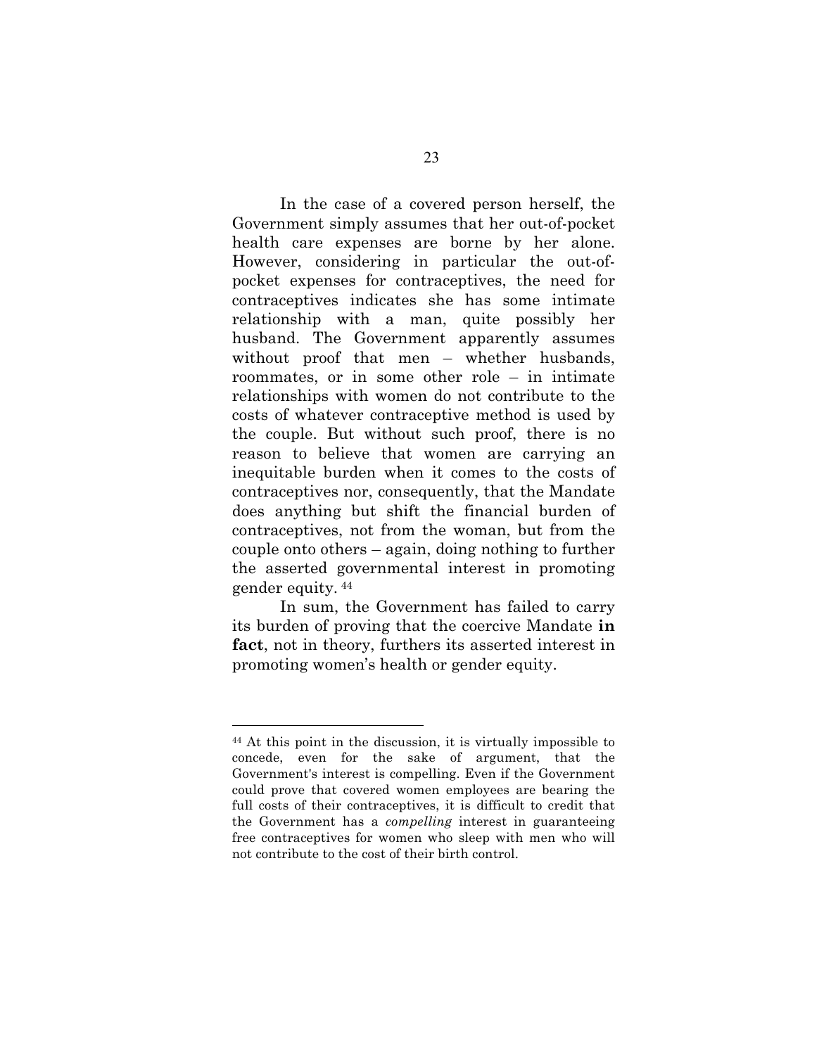In the case of a covered person herself, the Government simply assumes that her out-of-pocket health care expenses are borne by her alone. However, considering in particular the out-of-pocket expenses for contraceptives, the need for contraceptives indicates she has some intimate relationship with a man, quite possibly her husband. The Government apparently assumes without proof that men – whether husbands, roommates, or in some other role – in intimate relationships with women do not contribute to the costs of whatever contraceptive method is used by the couple. But without such proof, there is no reason to believe that women are carrying an inequitable burden when it comes to the costs of contraceptives nor, consequently, that the Mandate does anything but shift the financial burden of contraceptives, not from the woman, but from the couple onto others – again, doing nothing to further the asserted governmental interest in promoting gender equity. [44]

In sum, the Government has failed to carry its burden of proving that the coercive Mandate **in fact**, not in theory, furthers its asserted interest in promoting women's health or gender equity.

---

[44] At this point in the discussion, it is virtually impossible to concede, even for the sake of argument, that the Government's interest is compelling. Even if the Government could prove that covered women employees are bearing the full costs of their contraceptives, it is difficult to credit that the Government has a *compelling* interest in guaranteeing free contraceptives for women who sleep with men who will not contribute to the cost of their birth control.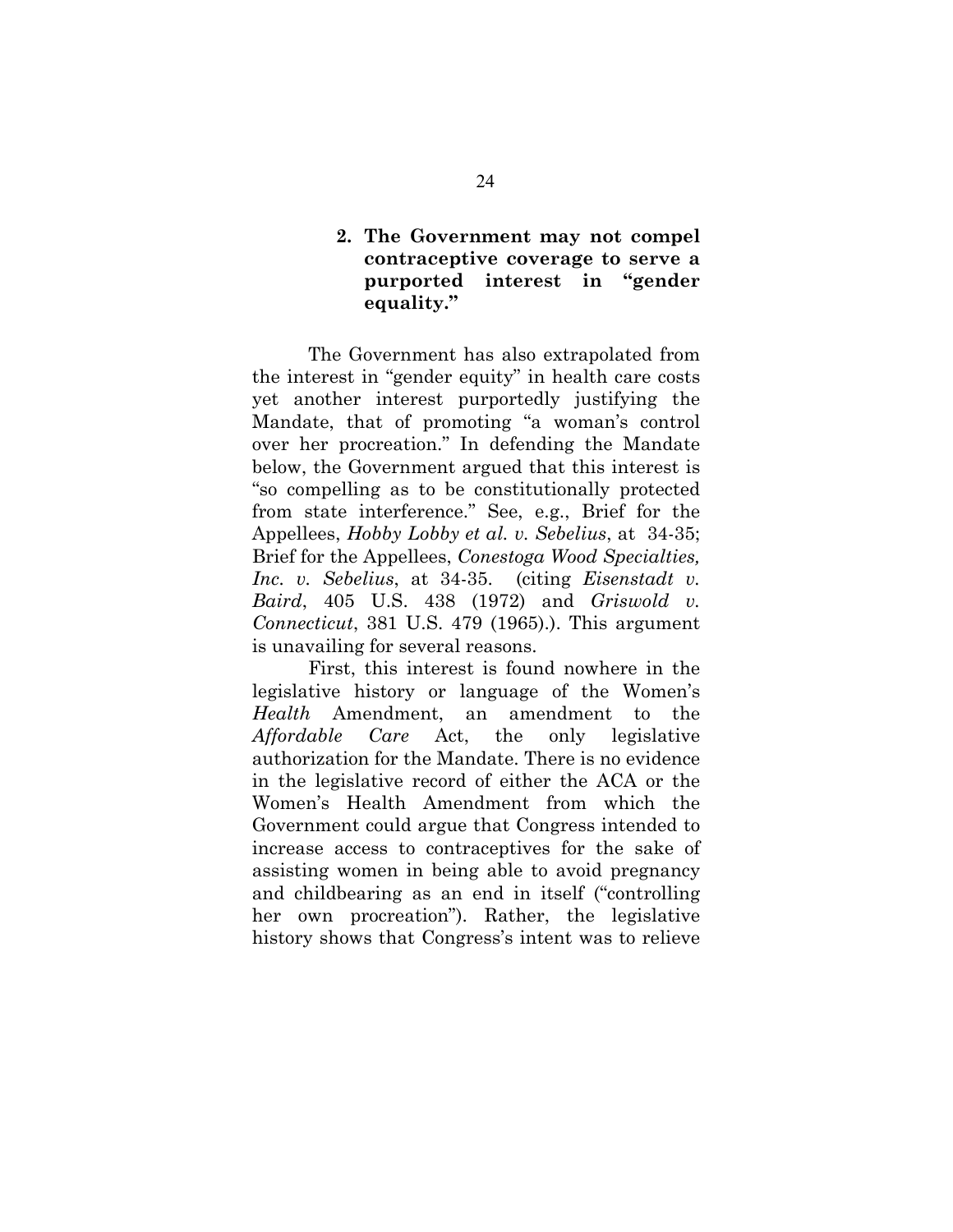### 2. The Government may not compel contraceptive coverage to serve a purported interest in "gender equality."

The Government has also extrapolated from the interest in "gender equity" in health care costs yet another interest purportedly justifying the Mandate, that of promoting "a woman's control over her procreation." In defending the Mandate below, the Government argued that this interest is "so compelling as to be constitutionally protected from state interference." See, e.g., Brief for the Appellees, *Hobby Lobby et al. v. Sebelius*, at 34-35; Brief for the Appellees, *Conestoga Wood Specialties, Inc. v. Sebelius*, at 34-35. (citing *Eisenstadt v. Baird*, 405 U.S. 438 (1972) and *Griswold v. Connecticut*, 381 U.S. 479 (1965).). This argument is unavailing for several reasons.

First, this interest is found nowhere in the legislative history or language of the Women's *Health* Amendment, an amendment to the *Affordable Care* Act, the only legislative authorization for the Mandate. There is no evidence in the legislative record of either the ACA or the Women's Health Amendment from which the Government could argue that Congress intended to increase access to contraceptives for the sake of assisting women in being able to avoid pregnancy and childbearing as an end in itself ("controlling her own procreation"). Rather, the legislative history shows that Congress's intent was to relieve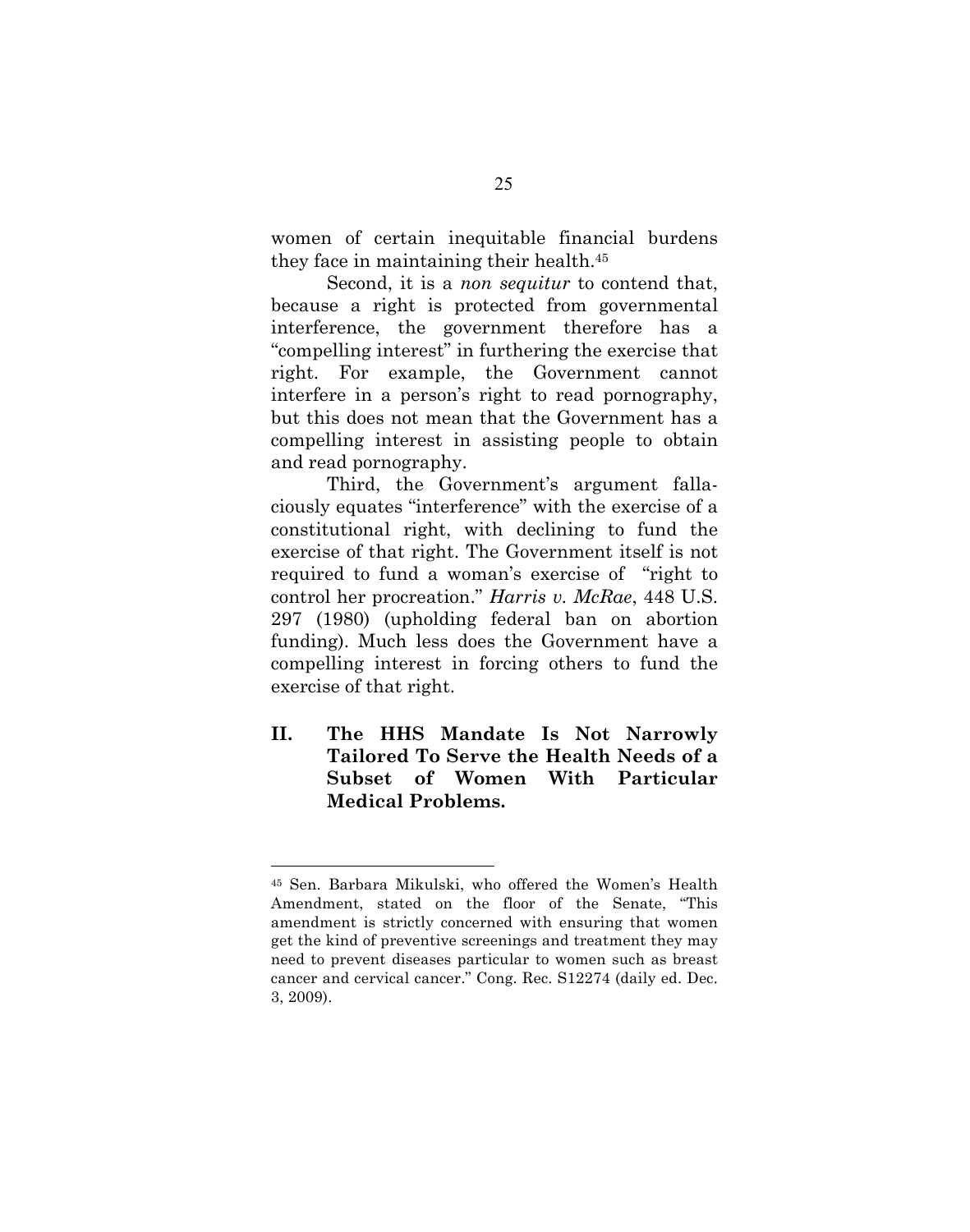women of certain inequitable financial burdens they face in maintaining their health.[45]

Second, it is a *non sequitur* to contend that, because a right is protected from governmental interference, the government therefore has a "compelling interest" in furthering the exercise that right. For example, the Government cannot interfere in a person's right to read pornography, but this does not mean that the Government has a compelling interest in assisting people to obtain and read pornography.

Third, the Government's argument fallaciously equates "interference" with the exercise of a constitutional right, with declining to fund the exercise of that right. The Government itself is not required to fund a woman's exercise of "right to control her procreation." *Harris v. McRae*, 448 U.S. 297 (1980) (upholding federal ban on abortion funding). Much less does the Government have a compelling interest in forcing others to fund the exercise of that right.

## II. The HHS Mandate Is Not Narrowly Tailored To Serve the Health Needs of a Subset of Women With Particular Medical Problems.

---

[45] Sen. Barbara Mikulski, who offered the Women's Health Amendment, stated on the floor of the Senate, "This amendment is strictly concerned with ensuring that women get the kind of preventive screenings and treatment they may need to prevent diseases particular to women such as breast cancer and cervical cancer." Cong. Rec. S12274 (daily ed. Dec. 3, 2009).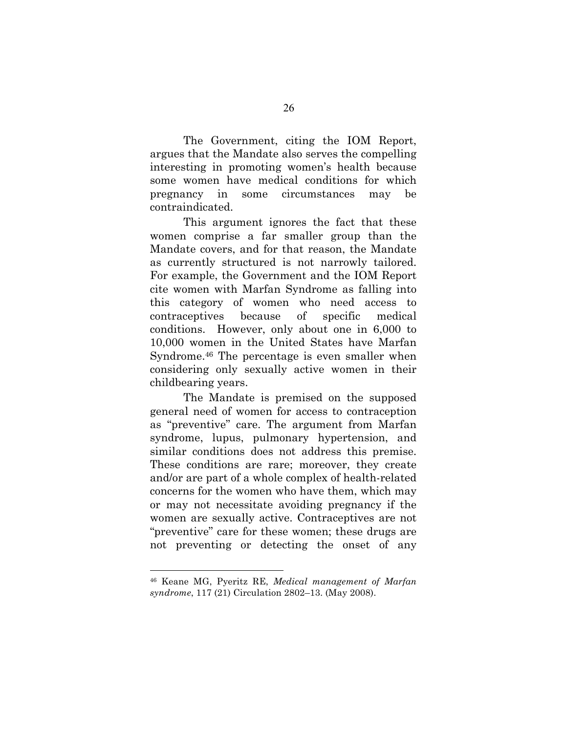The Government, citing the IOM Report, argues that the Mandate also serves the compelling interesting in promoting women's health because some women have medical conditions for which pregnancy in some circumstances may be contraindicated.

This argument ignores the fact that these women comprise a far smaller group than the Mandate covers, and for that reason, the Mandate as currently structured is not narrowly tailored. For example, the Government and the IOM Report cite women with Marfan Syndrome as falling into this category of women who need access to contraceptives because of specific medical conditions. However, only about one in 6,000 to 10,000 women in the United States have Marfan Syndrome.[46] The percentage is even smaller when considering only sexually active women in their childbearing years.

The Mandate is premised on the supposed general need of women for access to contraception as "preventive" care. The argument from Marfan syndrome, lupus, pulmonary hypertension, and similar conditions does not address this premise. These conditions are rare; moreover, they create and/or are part of a whole complex of health-related concerns for the women who have them, which may or may not necessitate avoiding pregnancy if the women are sexually active. Contraceptives are not "preventive" care for these women; these drugs are not preventing or detecting the onset of any

---

[46] Keane MG, Pyeritz RE, *Medical management of Marfan syndrome*, 117 (21) Circulation 2802–13. (May 2008).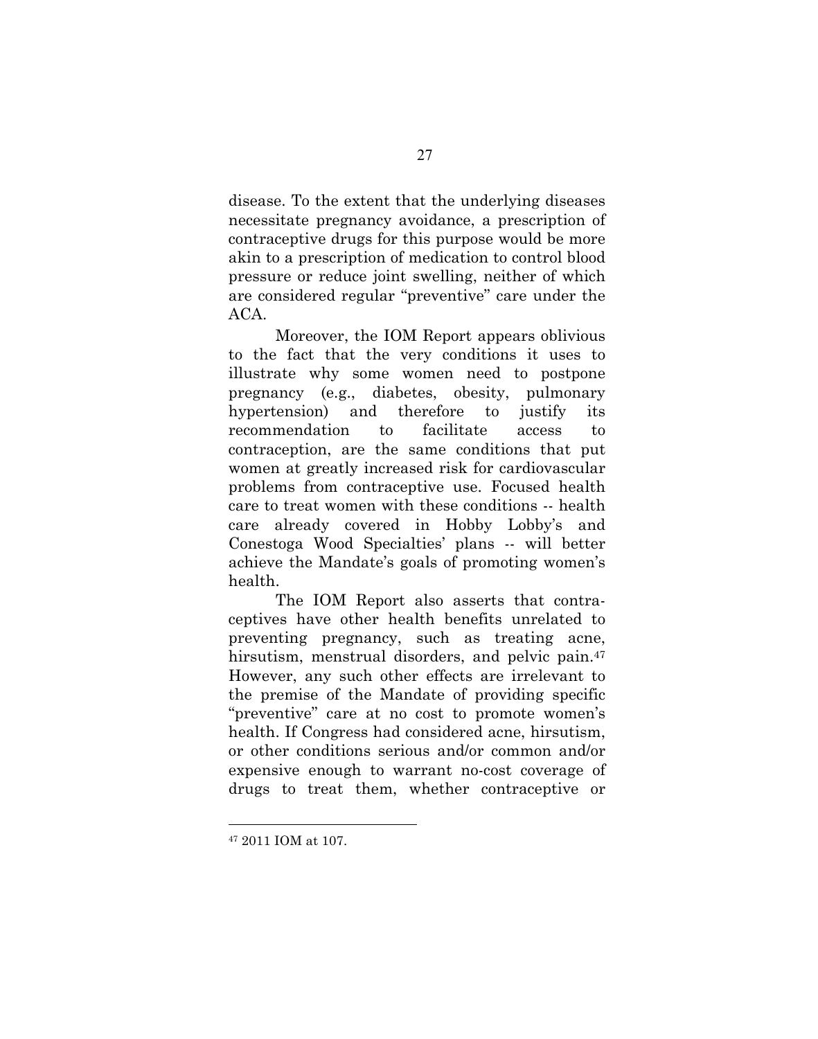disease. To the extent that the underlying diseases necessitate pregnancy avoidance, a prescription of contraceptive drugs for this purpose would be more akin to a prescription of medication to control blood pressure or reduce joint swelling, neither of which are considered regular "preventive" care under the ACA.

Moreover, the IOM Report appears oblivious to the fact that the very conditions it uses to illustrate why some women need to postpone pregnancy (e.g., diabetes, obesity, pulmonary hypertension) and therefore to justify its recommendation to facilitate access to contraception, are the same conditions that put women at greatly increased risk for cardiovascular problems from contraceptive use. Focused health care to treat women with these conditions -- health care already covered in Hobby Lobby's and Conestoga Wood Specialties' plans -- will better achieve the Mandate's goals of promoting women's health.

The IOM Report also asserts that contraceptives have other health benefits unrelated to preventing pregnancy, such as treating acne, hirsutism, menstrual disorders, and pelvic pain.[47] However, any such other effects are irrelevant to the premise of the Mandate of providing specific "preventive" care at no cost to promote women's health. If Congress had considered acne, hirsutism, or other conditions serious and/or common and/or expensive enough to warrant no-cost coverage of drugs to treat them, whether contraceptive or

---

[47] 2011 IOM at 107.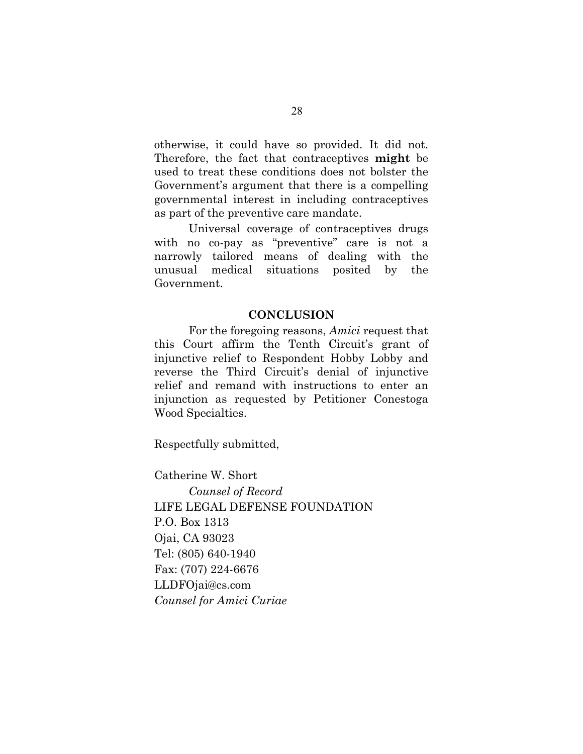otherwise, it could have so provided. It did not. Therefore, the fact that contraceptives **might** be used to treat these conditions does not bolster the Government's argument that there is a compelling governmental interest in including contraceptives as part of the preventive care mandate.

Universal coverage of contraceptives drugs with no co-pay as "preventive" care is not a narrowly tailored means of dealing with the unusual medical situations posited by the Government.

## CONCLUSION

For the foregoing reasons, *Amici* request that this Court affirm the Tenth Circuit's grant of injunctive relief to Respondent Hobby Lobby and reverse the Third Circuit's denial of injunctive relief and remand with instructions to enter an injunction as requested by Petitioner Conestoga Wood Specialties.

Respectfully submitted,

Catherine W. Short
*Counsel of Record*
LIFE LEGAL DEFENSE FOUNDATION
P.O. Box 1313
Ojai, CA 93023
Tel: (805) 640-1940
Fax: (707) 224-6676
LLDFOjai@cs.com
*Counsel for Amici Curiae*